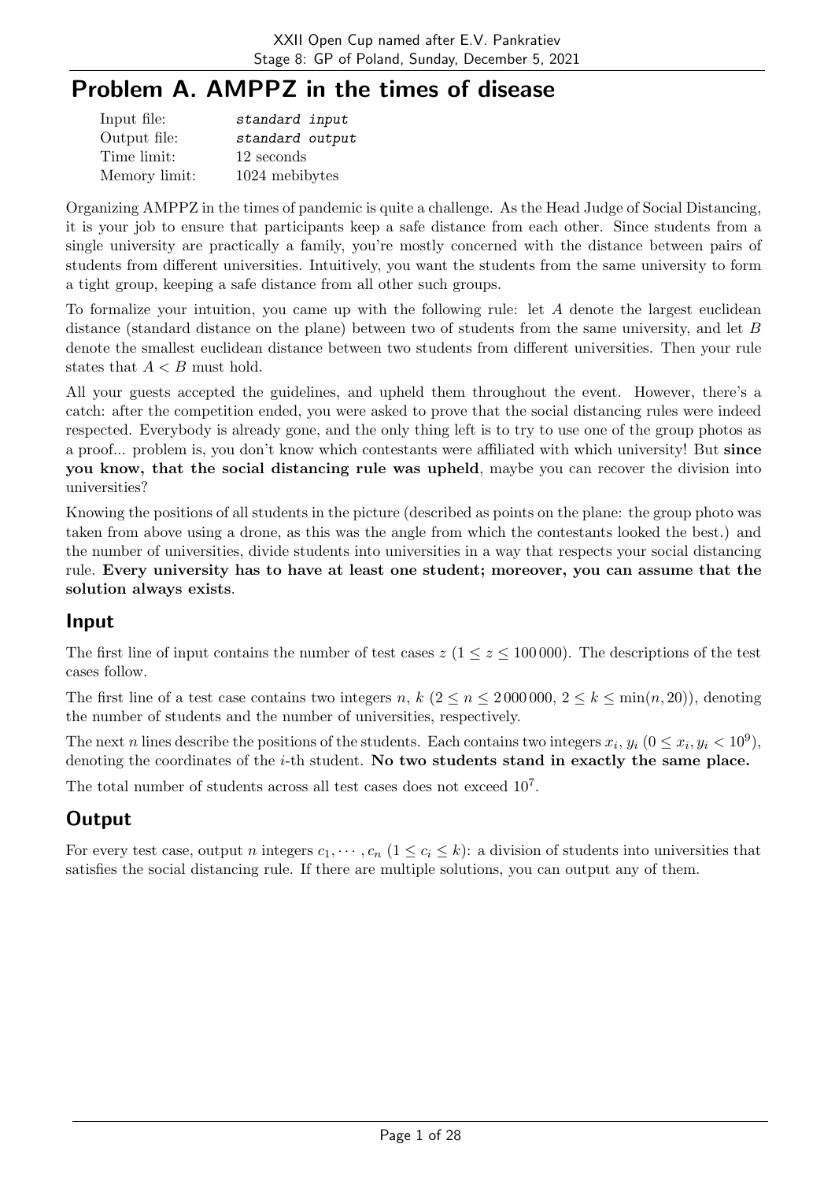# Problem A. AMPPZ in the times of disease

| | |
|---|---|
| Input file: | *standard input* |
| Output file: | *standard output* |
| Time limit: | 12 seconds |
| Memory limit: | 1024 mebibytes |

Organizing AMPPZ in the times of pandemic is quite a challenge. As the Head Judge of Social Distancing, it is your job to ensure that participants keep a safe distance from each other. Since students from a single university are practically a family, you're mostly concerned with the distance between pairs of students from different universities. Intuitively, you want the students from the same university to form a tight group, keeping a safe distance from all other such groups.

To formalize your intuition, you came up with the following rule: let $A$ denote the largest euclidean distance (standard distance on the plane) between two of students from the same university, and let $B$ denote the smallest euclidean distance between two students from different universities. Then your rule states that $A < B$ must hold.

All your guests accepted the guidelines, and upheld them throughout the event. However, there's a catch: after the competition ended, you were asked to prove that the social distancing rules were indeed respected. Everybody is already gone, and the only thing left is to try to use one of the group photos as a proof... problem is, you don't know which contestants were affiliated with which university! But **since you know, that the social distancing rule was upheld**, maybe you can recover the division into universities?

Knowing the positions of all students in the picture (described as points on the plane: the group photo was taken from above using a drone, as this was the angle from which the contestants looked the best.) and the number of universities, divide students into universities in a way that respects your social distancing rule. **Every university has to have at least one student; moreover, you can assume that the solution always exists**.

## Input

The first line of input contains the number of test cases $z$ ($1 \leq z \leq 100\,000$). The descriptions of the test cases follow.

The first line of a test case contains two integers $n$, $k$ ($2 \leq n \leq 2\,000\,000$, $2 \leq k \leq \min(n, 20)$), denoting the number of students and the number of universities, respectively.

The next $n$ lines describe the positions of the students. Each contains two integers $x_i$, $y_i$ ($0 \leq x_i, y_i < 10^9$), denoting the coordinates of the $i$-th student. **No two students stand in exactly the same place.**

The total number of students across all test cases does not exceed $10^7$.

## Output

For every test case, output $n$ integers $c_1, \cdots, c_n$ ($1 \leq c_i \leq k$): a division of students into universities that satisfies the social distancing rule. If there are multiple solutions, you can output any of them.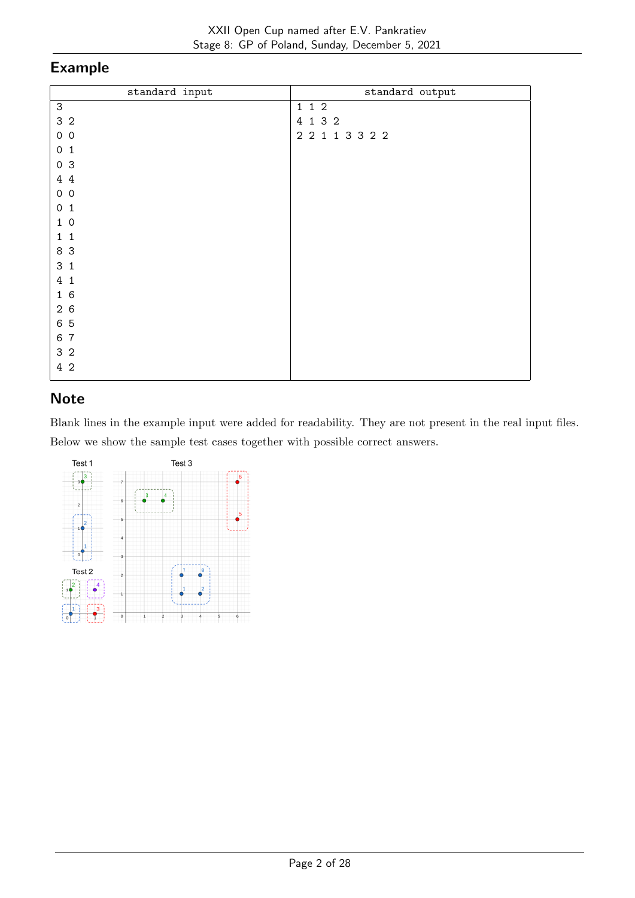## Example

| standard input | standard output |
|---|---|
| 3<br>3 2<br>0 0<br>0 1<br>0 3<br>4 4<br>0 0<br>0 1<br>1 0<br>1 1<br>8 3<br>3 1<br>4 1<br>1 6<br>2 6<br>6 5<br>6 7<br>3 2<br>4 2 | 1 1 2<br>4 1 3 2<br>2 2 1 1 3 3 2 2 |

## Note

Blank lines in the example input were added for readability. They are not present in the real input files.

Below we show the sample test cases together with possible correct answers.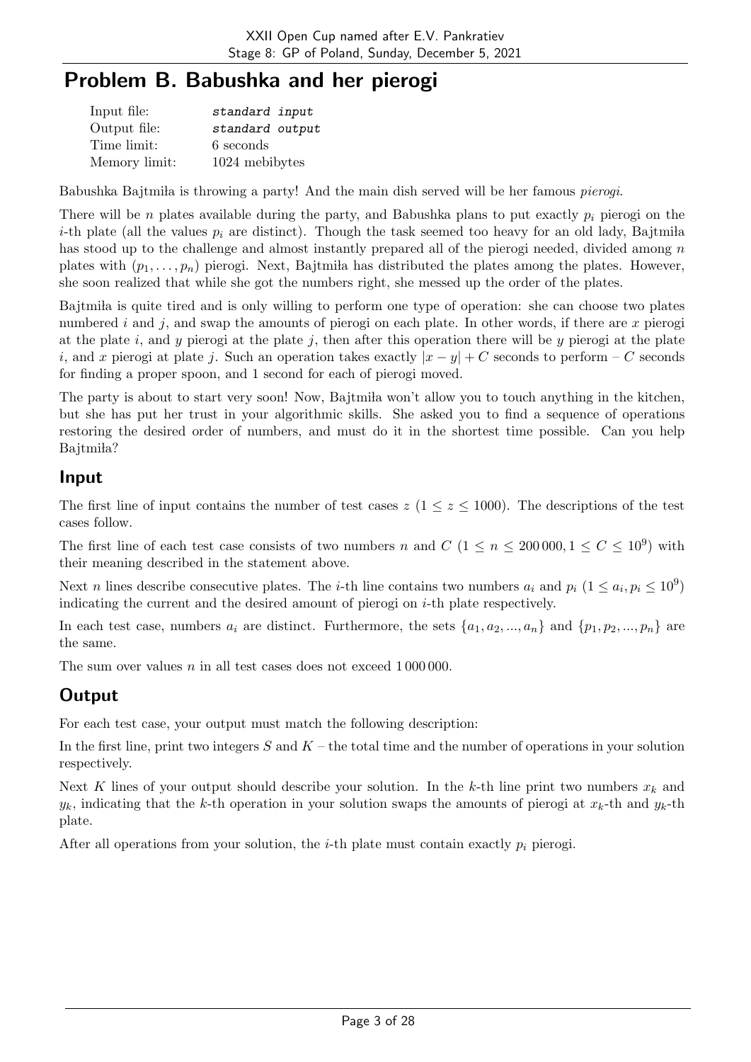# Problem B. Babushka and her pierogi

| | |
|---|---|
| Input file: | *standard input* |
| Output file: | *standard output* |
| Time limit: | 6 seconds |
| Memory limit: | 1024 mebibytes |

Babushka Bajtmiła is throwing a party! And the main dish served will be her famous *pierogi*.

There will be $n$ plates available during the party, and Babushka plans to put exactly $p_i$ pierogi on the $i$-th plate (all the values $p_i$ are distinct). Though the task seemed too heavy for an old lady, Bajtmiła has stood up to the challenge and almost instantly prepared all of the pierogi needed, divided among $n$ plates with $(p_1, \ldots, p_n)$ pierogi. Next, Bajtmiła has distributed the plates among the plates. However, she soon realized that while she got the numbers right, she messed up the order of the plates.

Bajtmiła is quite tired and is only willing to perform one type of operation: she can choose two plates numbered $i$ and $j$, and swap the amounts of pierogi on each plate. In other words, if there are $x$ pierogi at the plate $i$, and $y$ pierogi at the plate $j$, then after this operation there will be $y$ pierogi at the plate $i$, and $x$ pierogi at plate $j$. Such an operation takes exactly $|x - y| + C$ seconds to perform – $C$ seconds for finding a proper spoon, and 1 second for each of pierogi moved.

The party is about to start very soon! Now, Bajtmiła won't allow you to touch anything in the kitchen, but she has put her trust in your algorithmic skills. She asked you to find a sequence of operations restoring the desired order of numbers, and must do it in the shortest time possible. Can you help Bajtmiła?

## Input

The first line of input contains the number of test cases $z$ ($1 \leq z \leq 1000$). The descriptions of the test cases follow.

The first line of each test case consists of two numbers $n$ and $C$ ($1 \leq n \leq 200\,000, 1 \leq C \leq 10^9$) with their meaning described in the statement above.

Next $n$ lines describe consecutive plates. The $i$-th line contains two numbers $a_i$ and $p_i$ ($1 \leq a_i, p_i \leq 10^9$) indicating the current and the desired amount of pierogi on $i$-th plate respectively.

In each test case, numbers $a_i$ are distinct. Furthermore, the sets $\{a_1, a_2, ..., a_n\}$ and $\{p_1, p_2, ..., p_n\}$ are the same.

The sum over values $n$ in all test cases does not exceed $1\,000\,000$.

## Output

For each test case, your output must match the following description:

In the first line, print two integers $S$ and $K$ – the total time and the number of operations in your solution respectively.

Next $K$ lines of your output should describe your solution. In the $k$-th line print two numbers $x_k$ and $y_k$, indicating that the $k$-th operation in your solution swaps the amounts of pierogi at $x_k$-th and $y_k$-th plate.

After all operations from your solution, the $i$-th plate must contain exactly $p_i$ pierogi.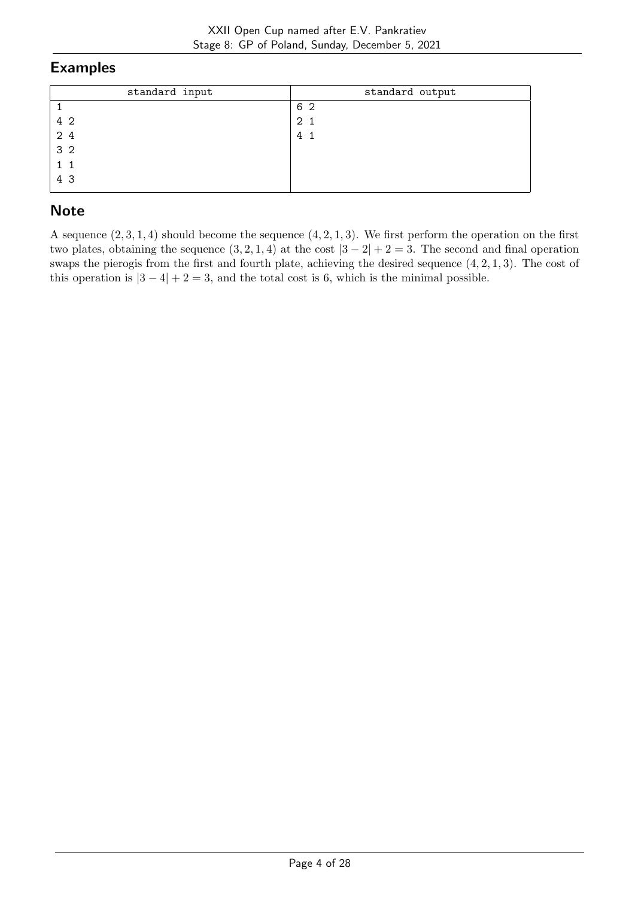## Examples

| standard input | standard output |
|---|---|
| 1<br>4 2<br>2 4<br>3 2<br>1 1<br>4 3 | 6 2<br>2 1<br>4 1 |

## Note

A sequence $(2, 3, 1, 4)$ should become the sequence $(4, 2, 1, 3)$. We first perform the operation on the first two plates, obtaining the sequence $(3, 2, 1, 4)$ at the cost $|3 - 2| + 2 = 3$. The second and final operation swaps the pierogis from the first and fourth plate, achieving the desired sequence $(4, 2, 1, 3)$. The cost of this operation is $|3 - 4| + 2 = 3$, and the total cost is 6, which is the minimal possible.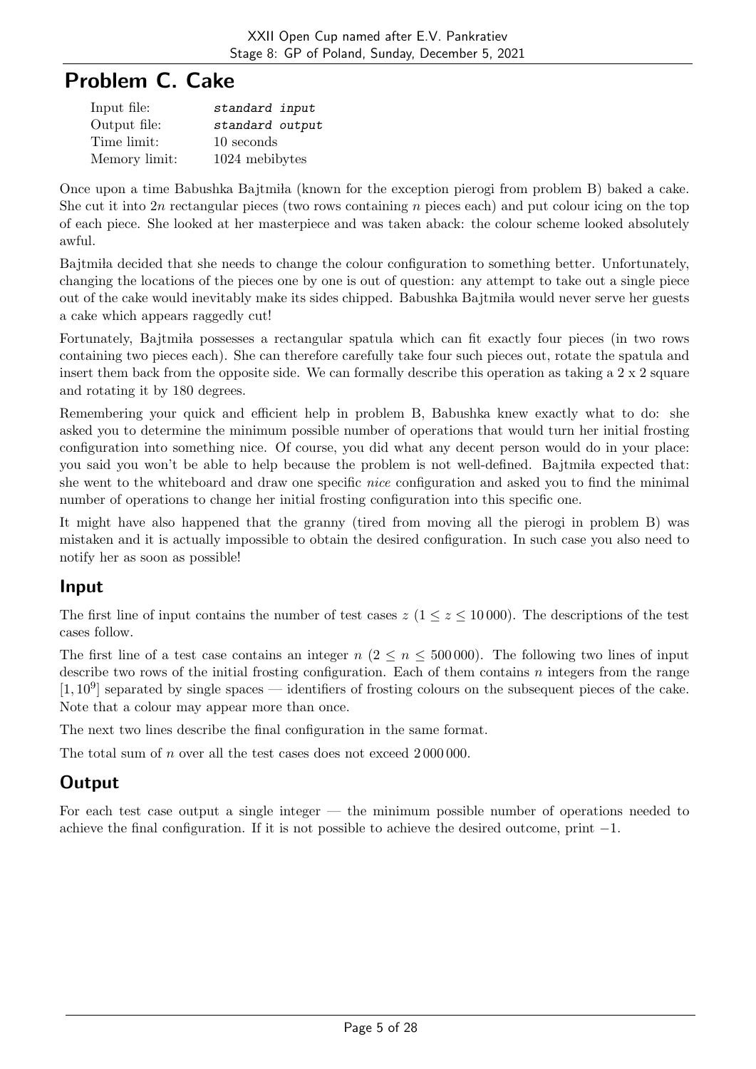# Problem C. Cake

| | |
|---|---|
| Input file: | *standard input* |
| Output file: | *standard output* |
| Time limit: | 10 seconds |
| Memory limit: | 1024 mebibytes |

Once upon a time Babushka Bajtmiła (known for the exception pierogi from problem B) baked a cake. She cut it into $2n$ rectangular pieces (two rows containing $n$ pieces each) and put colour icing on the top of each piece. She looked at her masterpiece and was taken aback: the colour scheme looked absolutely awful.

Bajtmiła decided that she needs to change the colour configuration to something better. Unfortunately, changing the locations of the pieces one by one is out of question: any attempt to take out a single piece out of the cake would inevitably make its sides chipped. Babushka Bajtmiła would never serve her guests a cake which appears raggedly cut!

Fortunately, Bajtmiła possesses a rectangular spatula which can fit exactly four pieces (in two rows containing two pieces each). She can therefore carefully take four such pieces out, rotate the spatula and insert them back from the opposite side. We can formally describe this operation as taking a 2 x 2 square and rotating it by 180 degrees.

Remembering your quick and efficient help in problem B, Babushka knew exactly what to do: she asked you to determine the minimum possible number of operations that would turn her initial frosting configuration into something nice. Of course, you did what any decent person would do in your place: you said you won't be able to help because the problem is not well-defined. Bajtmiła expected that: she went to the whiteboard and draw one specific *nice* configuration and asked you to find the minimal number of operations to change her initial frosting configuration into this specific one.

It might have also happened that the granny (tired from moving all the pierogi in problem B) was mistaken and it is actually impossible to obtain the desired configuration. In such case you also need to notify her as soon as possible!

## Input

The first line of input contains the number of test cases $z$ ($1 \leq z \leq 10\,000$). The descriptions of the test cases follow.

The first line of a test case contains an integer $n$ ($2 \leq n \leq 500\,000$). The following two lines of input describe two rows of the initial frosting configuration. Each of them contains $n$ integers from the range $[1, 10^9]$ separated by single spaces — identifiers of frosting colours on the subsequent pieces of the cake. Note that a colour may appear more than once.

The next two lines describe the final configuration in the same format.

The total sum of $n$ over all the test cases does not exceed $2\,000\,000$.

## Output

For each test case output a single integer — the minimum possible number of operations needed to achieve the final configuration. If it is not possible to achieve the desired outcome, print $-1$.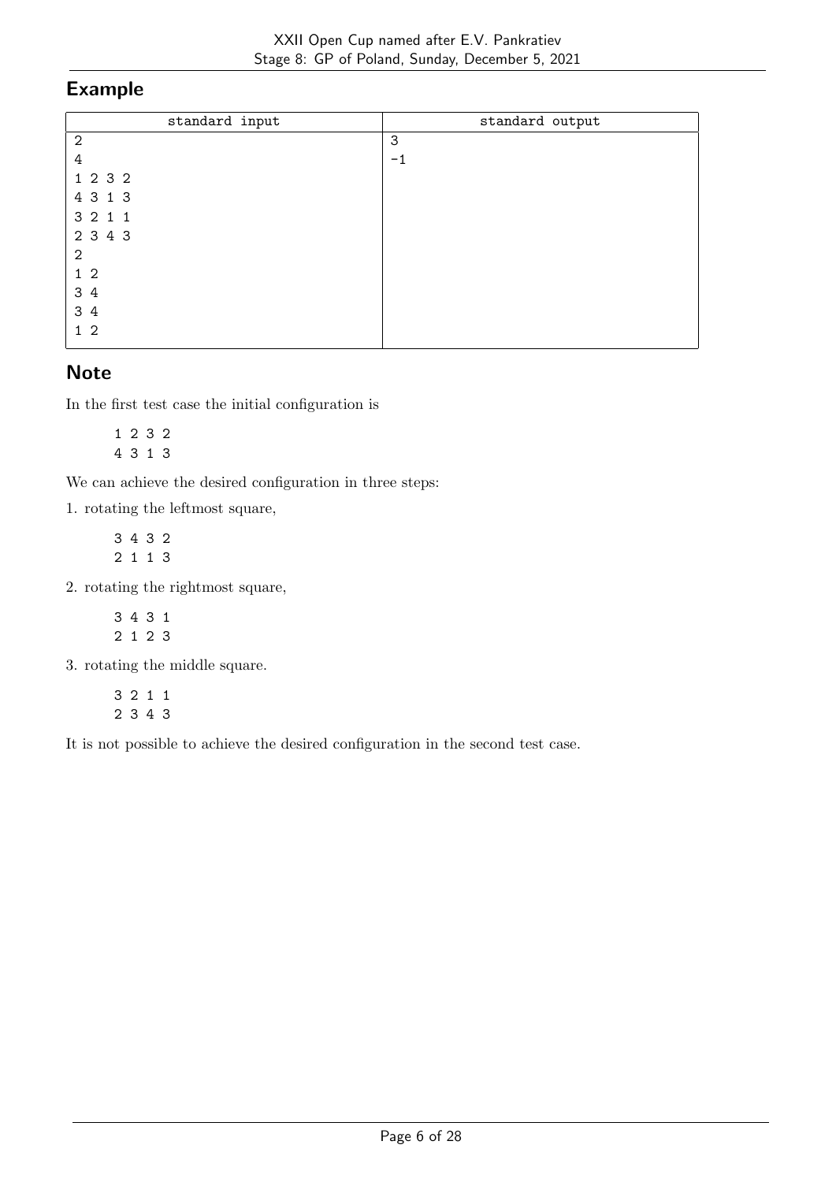## Example

| standard input | standard output |
|---|---|
| 2<br>4<br>1 2 3 2<br>4 3 1 3<br>3 2 1 1<br>2 3 4 3<br>2<br>1 2<br>3 4<br>3 4<br>1 2 | 3<br>-1 |

## Note

In the first test case the initial configuration is

```
1 2 3 2
4 3 1 3
```

We can achieve the desired configuration in three steps:

1. rotating the leftmost square,

```
3 4 3 2
2 1 1 3
```

2. rotating the rightmost square,

```
3 4 3 1
2 1 2 3
```

3. rotating the middle square.

```
3 2 1 1
2 3 4 3
```

It is not possible to achieve the desired configuration in the second test case.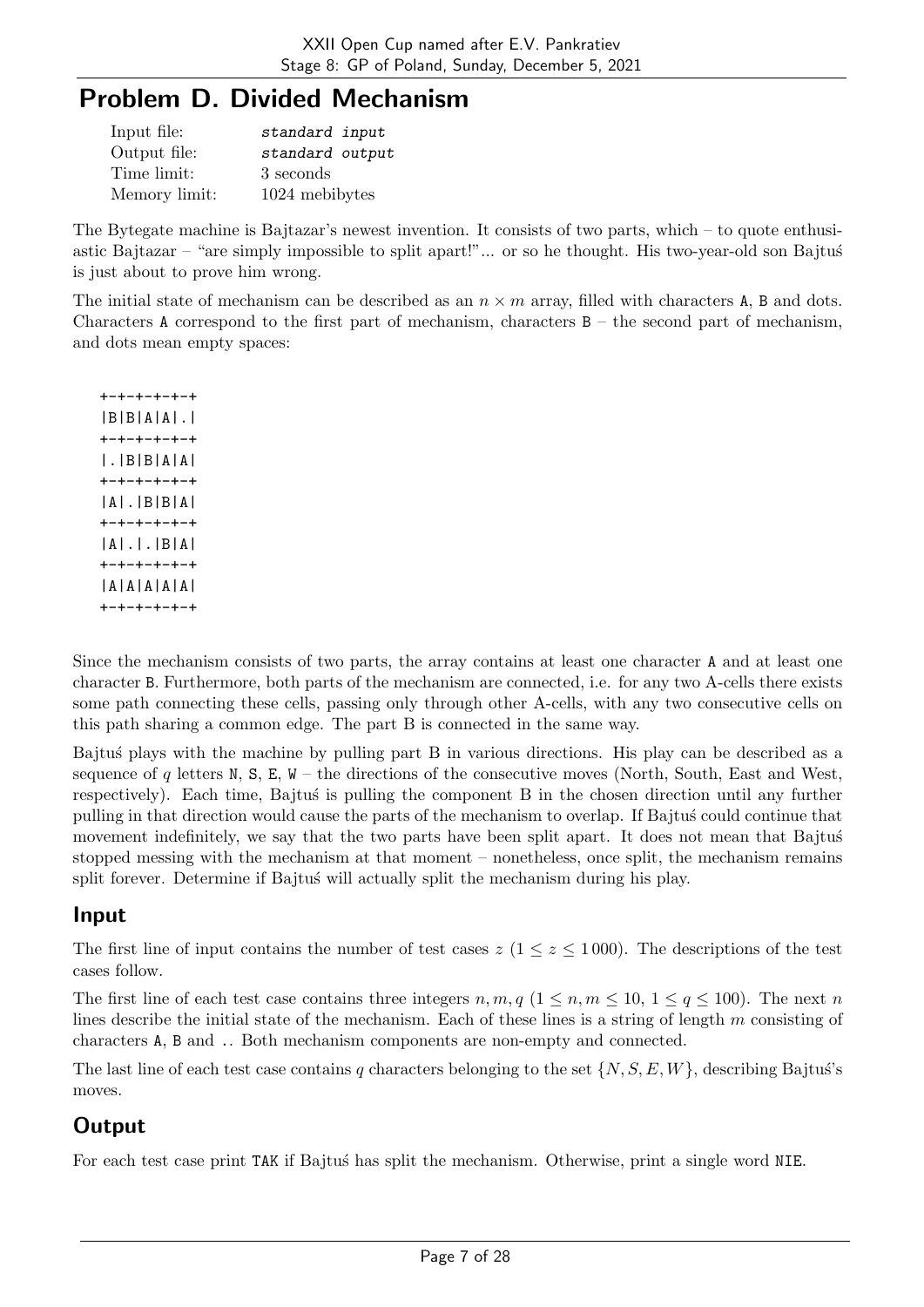# Problem D. Divided Mechanism

| | |
|---|---|
| Input file: | *standard input* |
| Output file: | *standard output* |
| Time limit: | 3 seconds |
| Memory limit: | 1024 mebibytes |

The Bytegate machine is Bajtazar's newest invention. It consists of two parts, which – to quote enthusiastic Bajtazar – "are simply impossible to split apart!"... or so he thought. His two-year-old son Bajtuś is just about to prove him wrong.

The initial state of mechanism can be described as an $n \times m$ array, filled with characters A, B and dots. Characters A correspond to the first part of mechanism, characters B – the second part of mechanism, and dots mean empty spaces:

```
+-+-+-+-+-+
|B|B|A|A|.|
+-+-+-+-+-+
|.|B|B|A|A|
+-+-+-+-+-+
|A|.|B|B|A|
+-+-+-+-+-+
|A|.|.|B|A|
+-+-+-+-+-+
|A|A|A|A|A|
+-+-+-+-+-+
```

Since the mechanism consists of two parts, the array contains at least one character A and at least one character B. Furthermore, both parts of the mechanism are connected, i.e. for any two A-cells there exists some path connecting these cells, passing only through other A-cells, with any two consecutive cells on this path sharing a common edge. The part B is connected in the same way.

Bajtuś plays with the machine by pulling part B in various directions. His play can be described as a sequence of $q$ letters N, S, E, W – the directions of the consecutive moves (North, South, East and West, respectively). Each time, Bajtuś is pulling the component B in the chosen direction until any further pulling in that direction would cause the parts of the mechanism to overlap. If Bajtuś could continue that movement indefinitely, we say that the two parts have been split apart. It does not mean that Bajtuś stopped messing with the mechanism at that moment – nonetheless, once split, the mechanism remains split forever. Determine if Bajtuś will actually split the mechanism during his play.

## Input

The first line of input contains the number of test cases $z$ ($1 \le z \le 1\,000$). The descriptions of the test cases follow.

The first line of each test case contains three integers $n, m, q$ ($1 \le n, m \le 10$, $1 \le q \le 100$). The next $n$ lines describe the initial state of the mechanism. Each of these lines is a string of length $m$ consisting of characters A, B and .. Both mechanism components are non-empty and connected.

The last line of each test case contains $q$ characters belonging to the set $\{N, S, E, W\}$, describing Bajtuś's moves.

## Output

For each test case print TAK if Bajtuś has split the mechanism. Otherwise, print a single word NIE.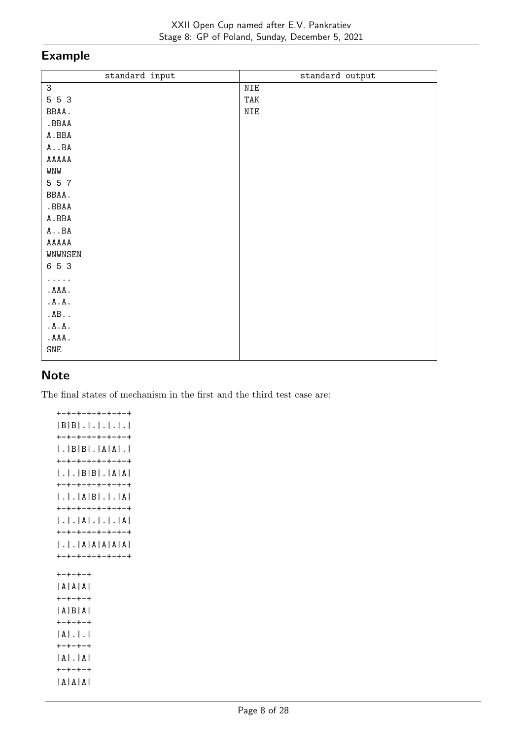## Example

| standard input | standard output |
|---|---|
| 3<br>5 5 3<br>BBAA.<br>.BBAA<br>A.BBA<br>A..BA<br>AAAAA<br>WNW<br>5 5 7<br>BBAA.<br>.BBAA<br>A.BBA<br>A..BA<br>AAAAA<br>WNWNSEN<br>6 5 3<br>.....<br>.AAA.<br>.A.A.<br>.AB..<br>.A.A.<br>.AAA.<br>SNE | NIE<br>TAK<br>NIE |

## Note

The final states of mechanism in the first and the third test case are:

```
+-+-+-+-+-+-+
|B|B|.|.|.|.|
+-+-+-+-+-+-+
|.|B|B|.|A|A|.|
+-+-+-+-+-+-+
|.|.|B|B|.|A|A|
+-+-+-+-+-+-+
|.|.|A|B|.|.|A|
+-+-+-+-+-+-+
|.|.|A|.|.|.|A|
+-+-+-+-+-+-+
|.|.|A|A|A|A|A|
+-+-+-+-+-+-+

+-+-+-+
|A|A|A|
+-+-+-+
|A|B|A|
+-+-+-+
|A|.|.|
+-+-+-+
|A|.|A|
+-+-+-+
|A|A|A|
```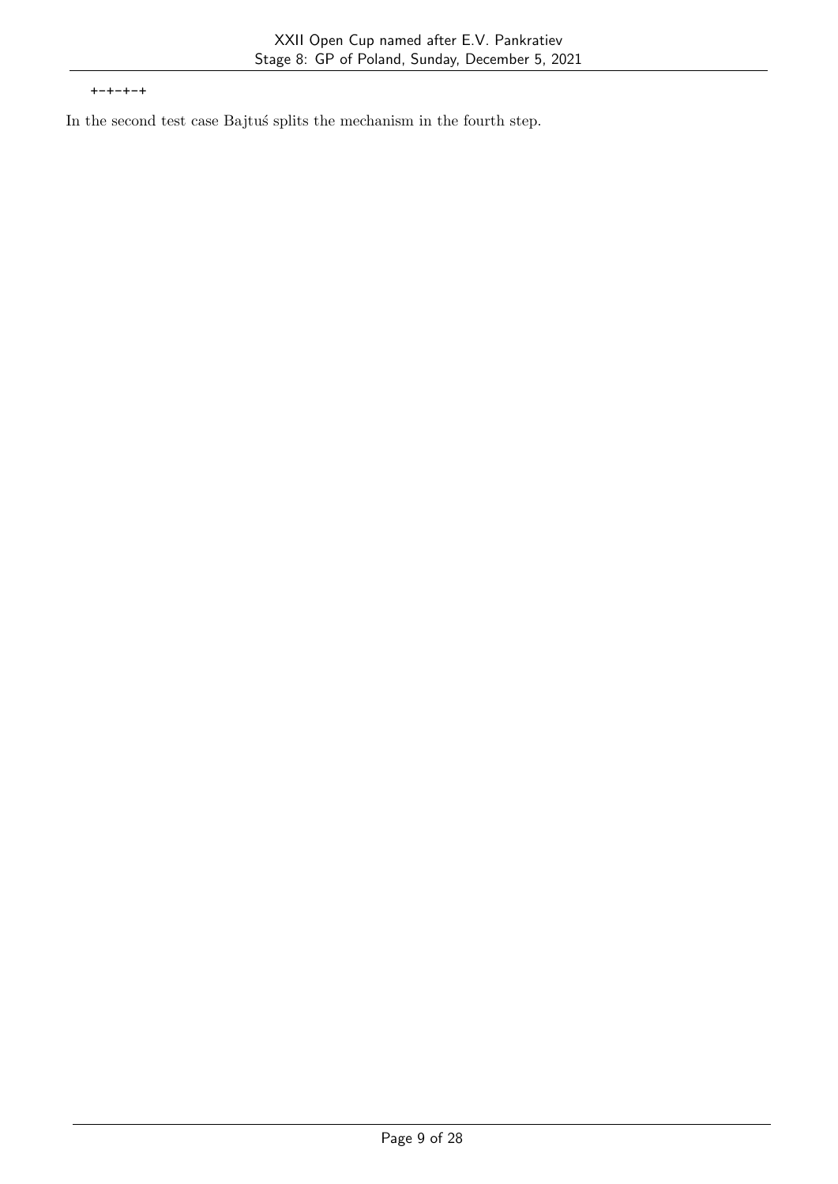```
+-+-+-+
```

In the second test case Bajtuś splits the mechanism in the fourth step.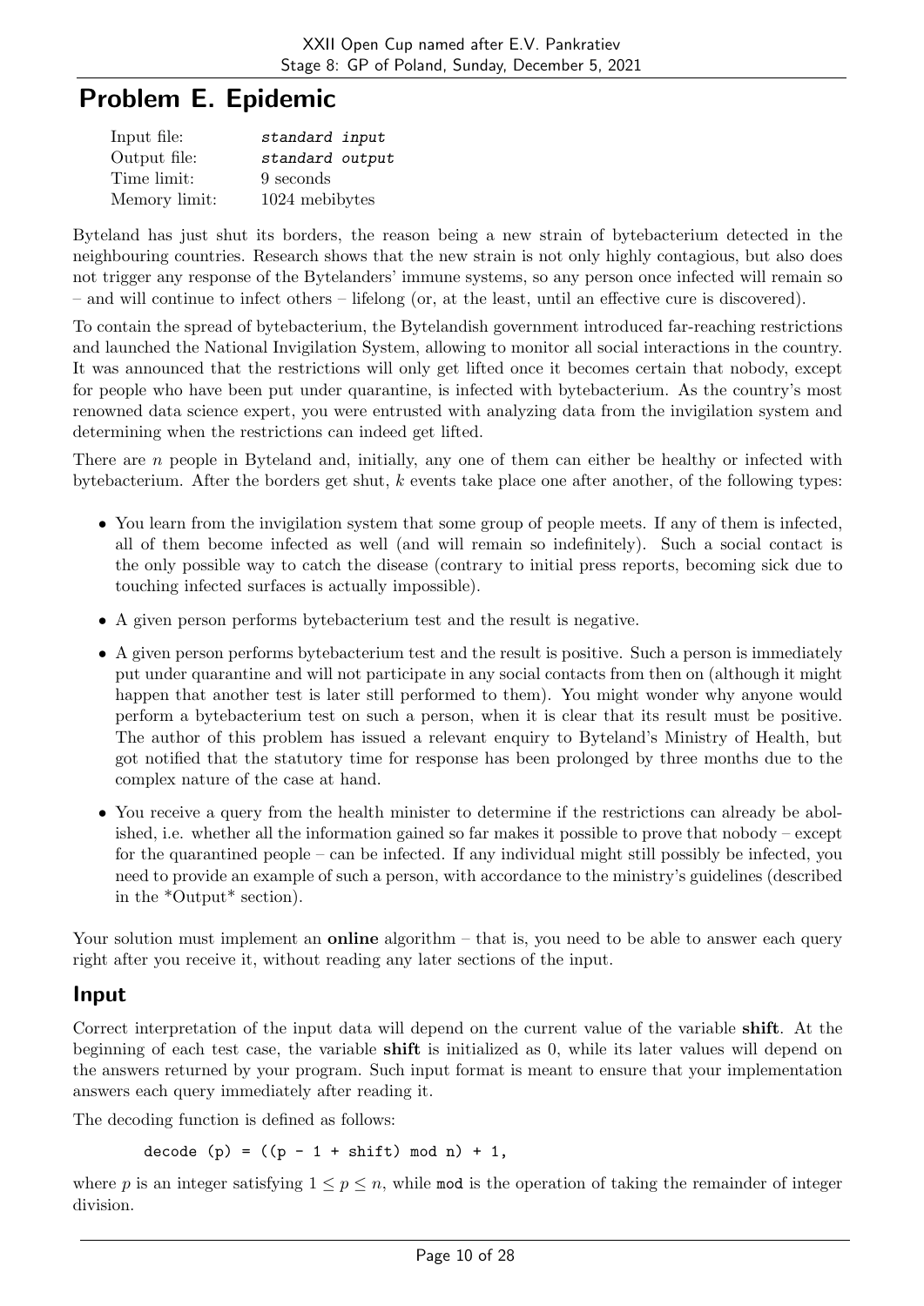# Problem E. Epidemic

| | |
|---|---|
| Input file: | *standard input* |
| Output file: | *standard output* |
| Time limit: | 9 seconds |
| Memory limit: | 1024 mebibytes |

Byteland has just shut its borders, the reason being a new strain of bytebacterium detected in the neighbouring countries. Research shows that the new strain is not only highly contagious, but also does not trigger any response of the Bytelanders' immune systems, so any person once infected will remain so – and will continue to infect others – lifelong (or, at the least, until an effective cure is discovered).

To contain the spread of bytebacterium, the Bytelandish government introduced far-reaching restrictions and launched the National Invigilation System, allowing to monitor all social interactions in the country. It was announced that the restrictions will only get lifted once it becomes certain that nobody, except for people who have been put under quarantine, is infected with bytebacterium. As the country's most renowned data science expert, you were entrusted with analyzing data from the invigilation system and determining when the restrictions can indeed get lifted.

There are $n$ people in Byteland and, initially, any one of them can either be healthy or infected with bytebacterium. After the borders get shut, $k$ events take place one after another, of the following types:

- You learn from the invigilation system that some group of people meets. If any of them is infected, all of them become infected as well (and will remain so indefinitely). Such a social contact is the only possible way to catch the disease (contrary to initial press reports, becoming sick due to touching infected surfaces is actually impossible).
- A given person performs bytebacterium test and the result is negative.
- A given person performs bytebacterium test and the result is positive. Such a person is immediately put under quarantine and will not participate in any social contacts from then on (although it might happen that another test is later still performed to them). You might wonder why anyone would perform a bytebacterium test on such a person, when it is clear that its result must be positive. The author of this problem has issued a relevant enquiry to Byteland's Ministry of Health, but got notified that the statutory time for response has been prolonged by three months due to the complex nature of the case at hand.
- You receive a query from the health minister to determine if the restrictions can already be abolished, i.e. whether all the information gained so far makes it possible to prove that nobody – except for the quarantined people – can be infected. If any individual might still possibly be infected, you need to provide an example of such a person, with accordance to the ministry's guidelines (described in the *Output* section).

Your solution must implement an **online** algorithm – that is, you need to be able to answer each query right after you receive it, without reading any later sections of the input.

## Input

Correct interpretation of the input data will depend on the current value of the variable **shift**. At the beginning of each test case, the variable **shift** is initialized as 0, while its later values will depend on the answers returned by your program. Such input format is meant to ensure that your implementation answers each query immediately after reading it.

The decoding function is defined as follows:

```
decode (p) = ((p - 1 + shift) mod n) + 1,
```

where $p$ is an integer satisfying $1 \le p \le n$, while `mod` is the operation of taking the remainder of integer division.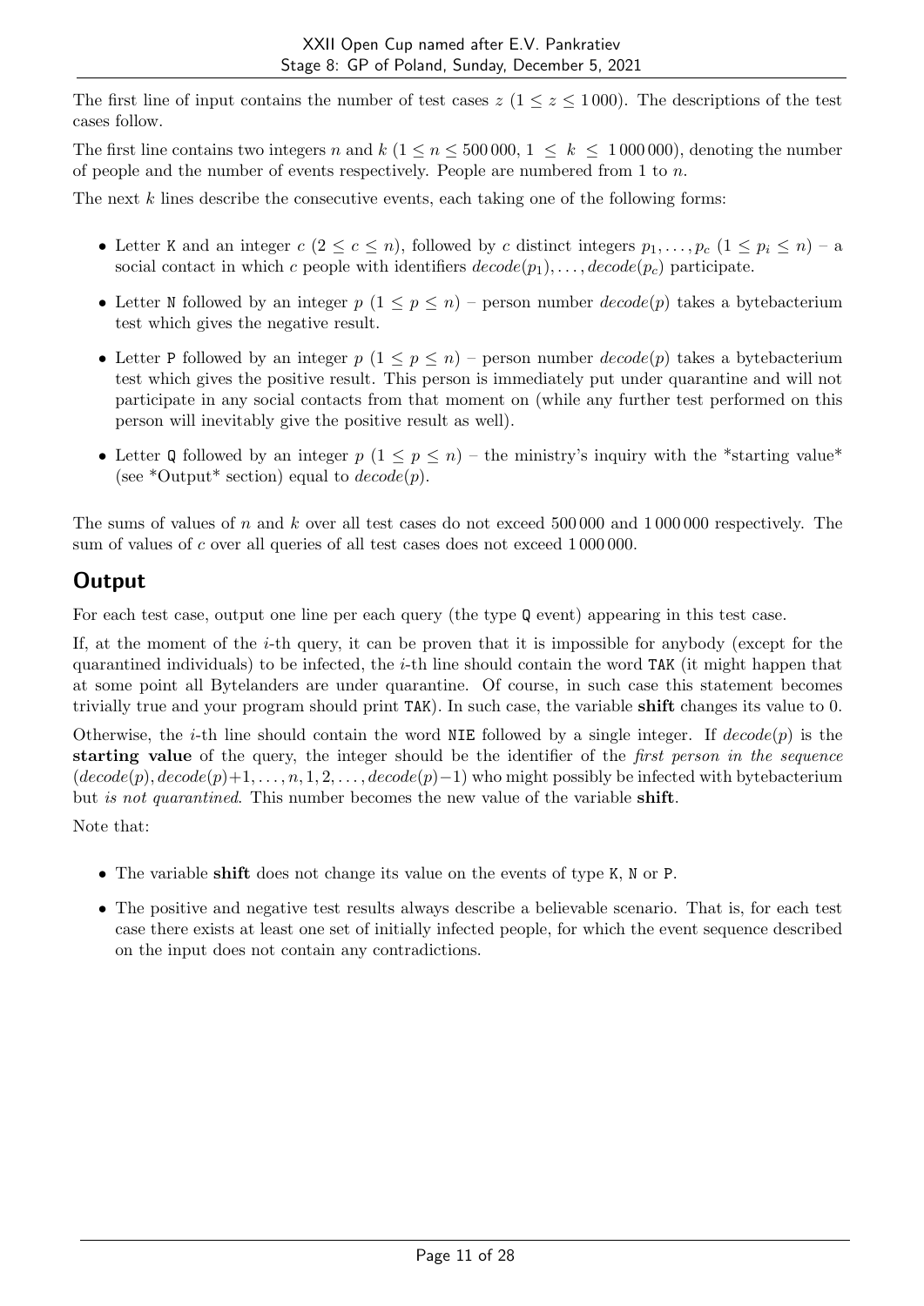The first line of input contains the number of test cases $z$ ($1 \le z \le 1\,000$). The descriptions of the test cases follow.

The first line contains two integers $n$ and $k$ ($1 \le n \le 500\,000$, $1 \le k \le 1\,000\,000$), denoting the number of people and the number of events respectively. People are numbered from 1 to $n$.

The next $k$ lines describe the consecutive events, each taking one of the following forms:

- Letter K and an integer $c$ ($2 \le c \le n$), followed by $c$ distinct integers $p_1, \ldots, p_c$ ($1 \le p_i \le n$) – a social contact in which $c$ people with identifiers $decode(p_1), \ldots, decode(p_c)$ participate.
- Letter N followed by an integer $p$ ($1 \le p \le n$) – person number $decode(p)$ takes a bytebacterium test which gives the negative result.
- Letter P followed by an integer $p$ ($1 \le p \le n$) – person number $decode(p)$ takes a bytebacterium test which gives the positive result. This person is immediately put under quarantine and will not participate in any social contacts from that moment on (while any further test performed on this person will inevitably give the positive result as well).
- Letter Q followed by an integer $p$ ($1 \le p \le n$) – the ministry's inquiry with the *starting value* (see *Output* section) equal to $decode(p)$.

The sums of values of $n$ and $k$ over all test cases do not exceed 500 000 and 1 000 000 respectively. The sum of values of $c$ over all queries of all test cases does not exceed 1 000 000.

## Output

For each test case, output one line per each query (the type Q event) appearing in this test case.

If, at the moment of the $i$-th query, it can be proven that it is impossible for anybody (except for the quarantined individuals) to be infected, the $i$-th line should contain the word TAK (it might happen that at some point all Bytelanders are under quarantine. Of course, in such case this statement becomes trivially true and your program should print TAK). In such case, the variable **shift** changes its value to 0.

Otherwise, the $i$-th line should contain the word NIE followed by a single integer. If $decode(p)$ is the **starting value** of the query, the integer should be the identifier of the *first person in the sequence* $(decode(p), decode(p)+1, \ldots, n, 1, 2, \ldots, decode(p)-1)$ who might possibly be infected with bytebacterium but *is not quarantined*. This number becomes the new value of the variable **shift**.

Note that:

- The variable **shift** does not change its value on the events of type K, N or P.
- The positive and negative test results always describe a believable scenario. That is, for each test case there exists at least one set of initially infected people, for which the event sequence described on the input does not contain any contradictions.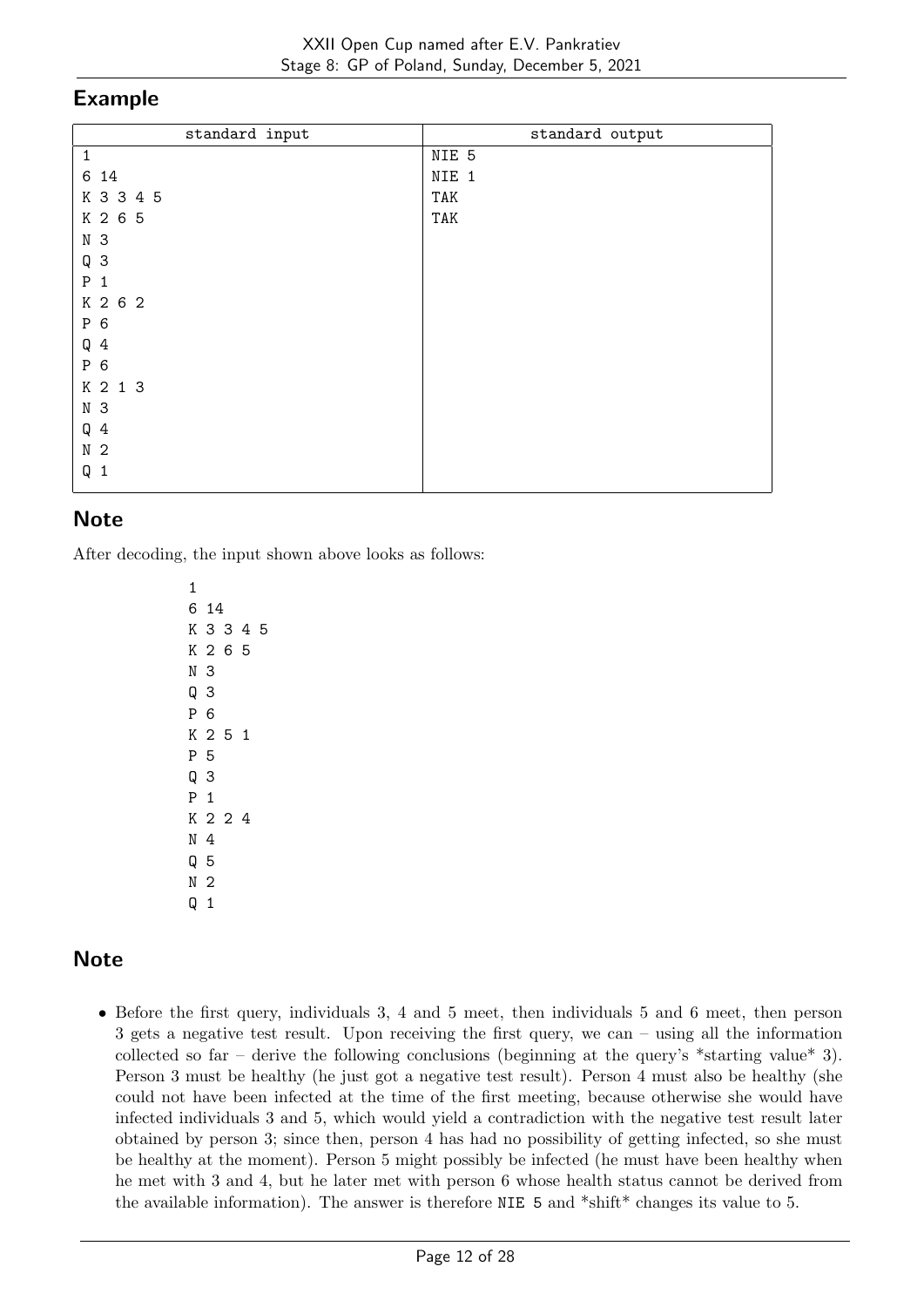## Example

| standard input | standard output |
| --- | --- |
| 1<br>6 14<br>K 3 3 4 5<br>K 2 6 5<br>N 3<br>Q 3<br>P 1<br>K 2 6 2<br>P 6<br>Q 4<br>P 6<br>K 2 1 3<br>N 3<br>Q 4<br>N 2<br>Q 1 | NIE 5<br>NIE 1<br>TAK<br>TAK |

## Note

After decoding, the input shown above looks as follows:

```
1
6 14
K 3 3 4 5
K 2 6 5
N 3
Q 3
P 6
K 2 5 1
P 5
Q 3
P 1
K 2 2 4
N 4
Q 5
N 2
Q 1
```

## Note

- Before the first query, individuals 3, 4 and 5 meet, then individuals 5 and 6 meet, then person 3 gets a negative test result. Upon receiving the first query, we can – using all the information collected so far – derive the following conclusions (beginning at the query's *starting value* 3). Person 3 must be healthy (he just got a negative test result). Person 4 must also be healthy (she could not have been infected at the time of the first meeting, because otherwise she would have infected individuals 3 and 5, which would yield a contradiction with the negative test result later obtained by person 3; since then, person 4 has had no possibility of getting infected, so she must be healthy at the moment). Person 5 might possibly be infected (he must have been healthy when he met with 3 and 4, but he later met with person 6 whose health status cannot be derived from the available information). The answer is therefore `NIE 5` and *shift* changes its value to 5.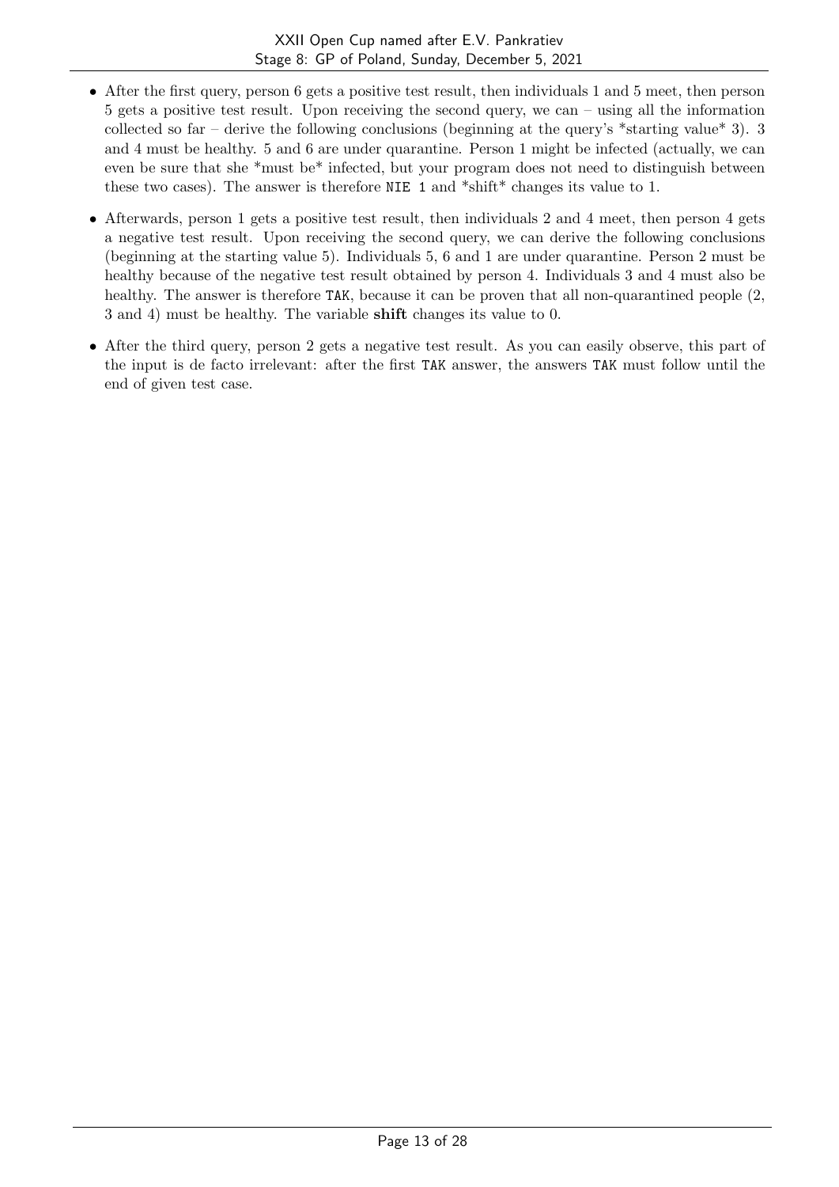- After the first query, person 6 gets a positive test result, then individuals 1 and 5 meet, then person 5 gets a positive test result. Upon receiving the second query, we can – using all the information collected so far – derive the following conclusions (beginning at the query's *starting value* 3). 3 and 4 must be healthy. 5 and 6 are under quarantine. Person 1 might be infected (actually, we can even be sure that she *must be* infected, but your program does not need to distinguish between these two cases). The answer is therefore `NIE 1` and *shift* changes its value to 1.
- Afterwards, person 1 gets a positive test result, then individuals 2 and 4 meet, then person 4 gets a negative test result. Upon receiving the second query, we can derive the following conclusions (beginning at the starting value 5). Individuals 5, 6 and 1 are under quarantine. Person 2 must be healthy because of the negative test result obtained by person 4. Individuals 3 and 4 must also be healthy. The answer is therefore `TAK`, because it can be proven that all non-quarantined people (2, 3 and 4) must be healthy. The variable **shift** changes its value to 0.
- After the third query, person 2 gets a negative test result. As you can easily observe, this part of the input is de facto irrelevant: after the first `TAK` answer, the answers `TAK` must follow until the end of given test case.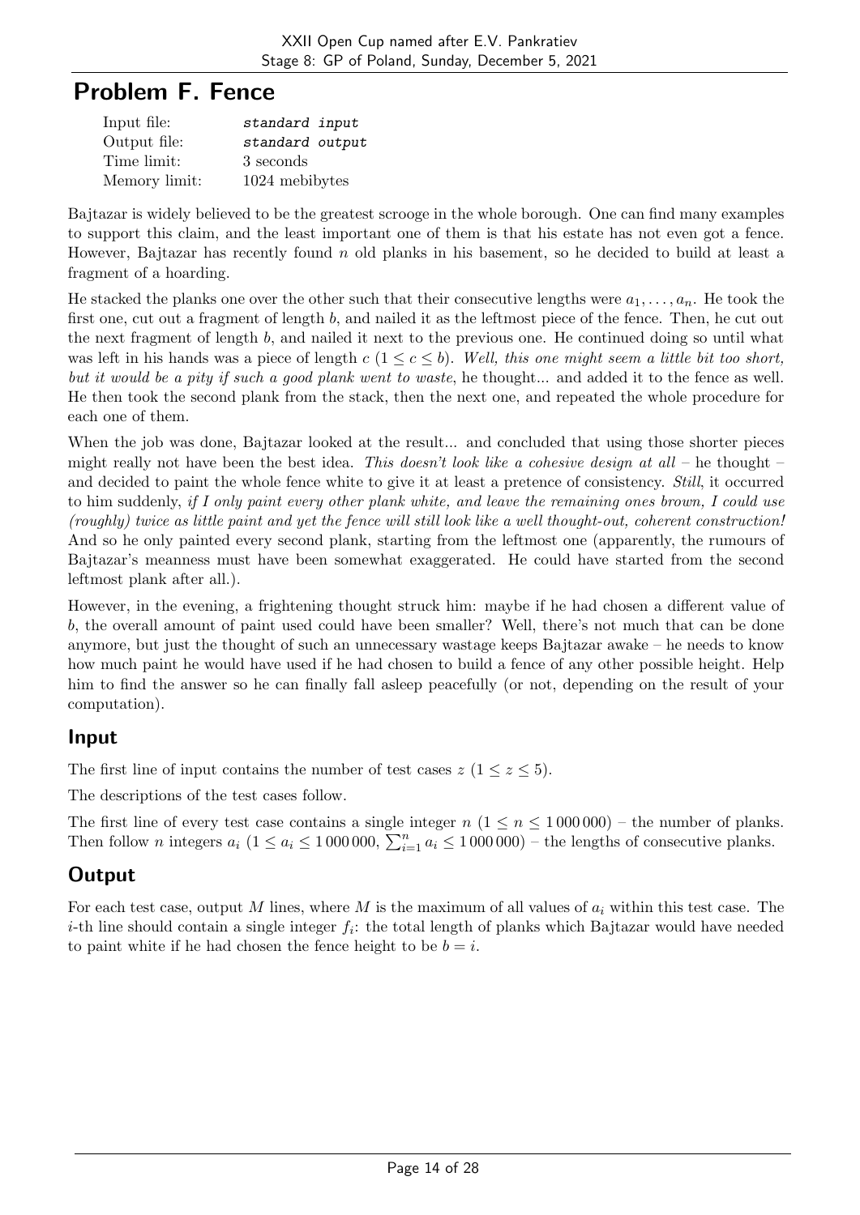# Problem F. Fence

| | |
|---|---|
| Input file: | *standard input* |
| Output file: | *standard output* |
| Time limit: | 3 seconds |
| Memory limit: | 1024 mebibytes |

Bajtazar is widely believed to be the greatest scrooge in the whole borough. One can find many examples to support this claim, and the least important one of them is that his estate has not even got a fence. However, Bajtazar has recently found $n$ old planks in his basement, so he decided to build at least a fragment of a hoarding.

He stacked the planks one over the other such that their consecutive lengths were $a_1, \ldots, a_n$. He took the first one, cut out a fragment of length $b$, and nailed it as the leftmost piece of the fence. Then, he cut out the next fragment of length $b$, and nailed it next to the previous one. He continued doing so until what was left in his hands was a piece of length $c$ ($1 \leq c \leq b$). *Well, this one might seem a little bit too short, but it would be a pity if such a good plank went to waste*, he thought... and added it to the fence as well. He then took the second plank from the stack, then the next one, and repeated the whole procedure for each one of them.

When the job was done, Bajtazar looked at the result... and concluded that using those shorter pieces might really not have been the best idea. *This doesn't look like a cohesive design at all* – he thought – and decided to paint the whole fence white to give it at least a pretence of consistency. *Still*, it occurred to him suddenly, *if I only paint every other plank white, and leave the remaining ones brown, I could use (roughly) twice as little paint and yet the fence will still look like a well thought-out, coherent construction!* And so he only painted every second plank, starting from the leftmost one (apparently, the rumours of Bajtazar's meanness must have been somewhat exaggerated. He could have started from the second leftmost plank after all.).

However, in the evening, a frightening thought struck him: maybe if he had chosen a different value of $b$, the overall amount of paint used could have been smaller? Well, there's not much that can be done anymore, but just the thought of such an unnecessary wastage keeps Bajtazar awake – he needs to know how much paint he would have used if he had chosen to build a fence of any other possible height. Help him to find the answer so he can finally fall asleep peacefully (or not, depending on the result of your computation).

## Input

The first line of input contains the number of test cases $z$ ($1 \leq z \leq 5$).

The descriptions of the test cases follow.

The first line of every test case contains a single integer $n$ ($1 \leq n \leq 1\,000\,000$) – the number of planks. Then follow $n$ integers $a_i$ ($1 \leq a_i \leq 1\,000\,000$, $\sum_{i=1}^{n} a_i \leq 1\,000\,000$) – the lengths of consecutive planks.

## Output

For each test case, output $M$ lines, where $M$ is the maximum of all values of $a_i$ within this test case. The $i$-th line should contain a single integer $f_i$: the total length of planks which Bajtazar would have needed to paint white if he had chosen the fence height to be $b = i$.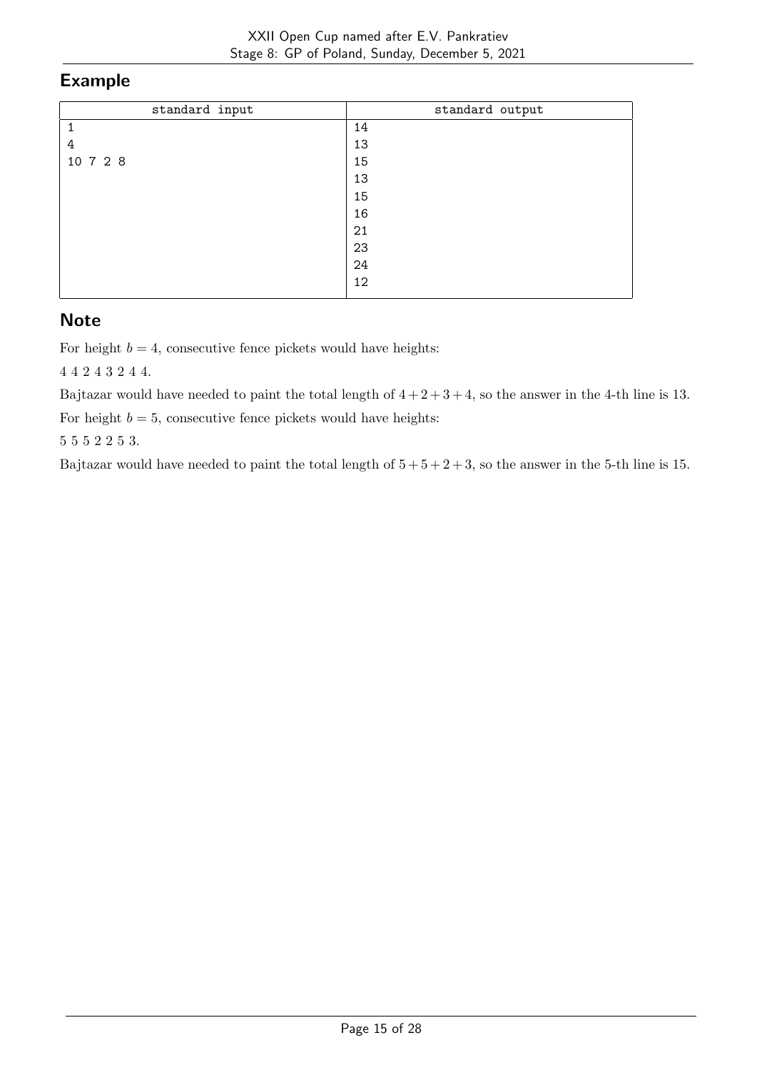## Example

| standard input | standard output |
|---|---|
| 1<br>4<br>10 7 2 8 | 14<br>13<br>15<br>13<br>15<br>16<br>21<br>23<br>24<br>12 |

## Note

For height $b = 4$, consecutive fence pickets would have heights:

4 4 2 4 3 2 4 4.

Bajtazar would have needed to paint the total length of $4 + 2 + 3 + 4$, so the answer in the 4-th line is 13.

For height $b = 5$, consecutive fence pickets would have heights:

5 5 5 2 2 5 3.

Bajtazar would have needed to paint the total length of $5 + 5 + 2 + 3$, so the answer in the 5-th line is 15.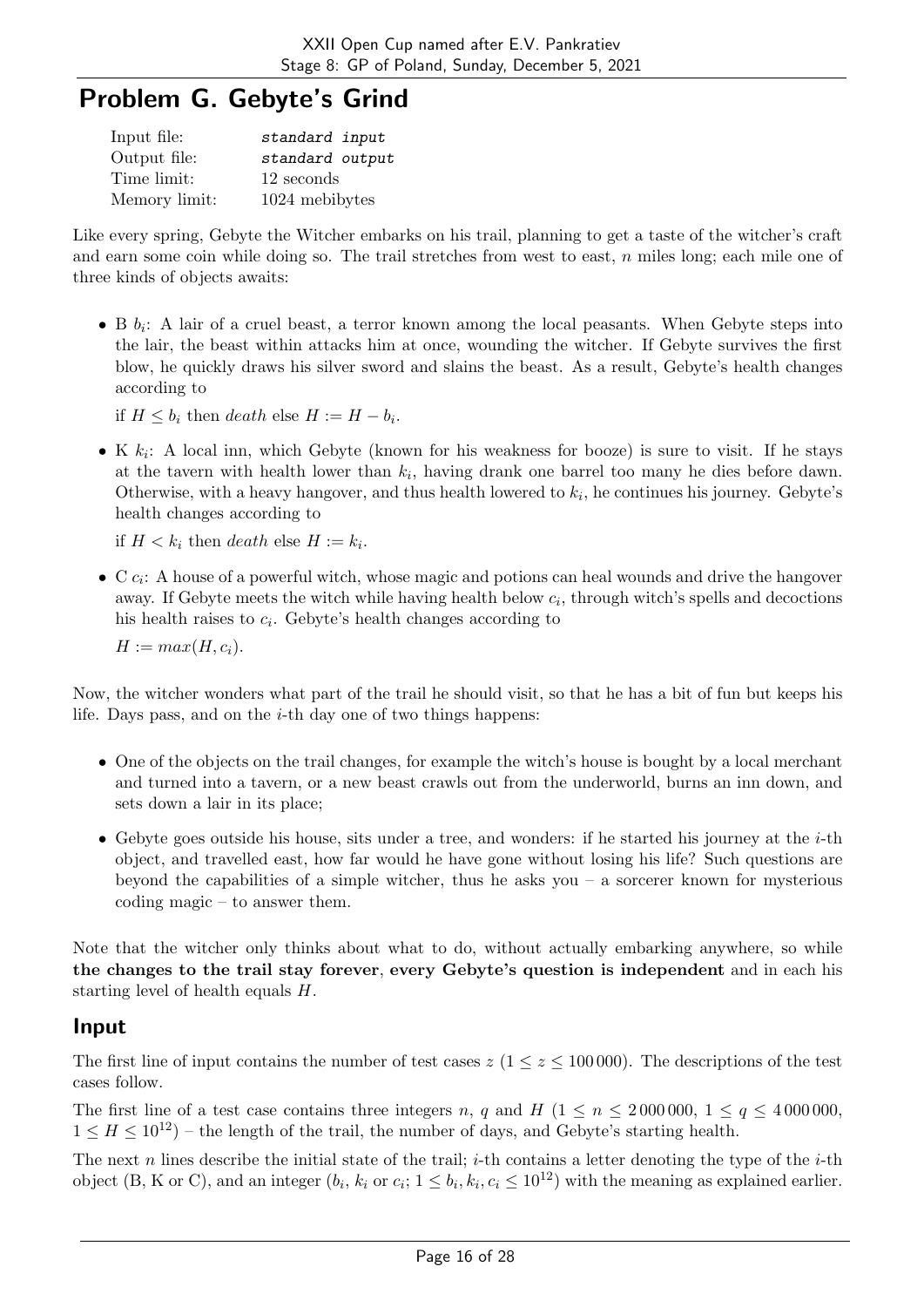# Problem G. Gebyte's Grind

| | |
|---|---|
| Input file: | *standard input* |
| Output file: | *standard output* |
| Time limit: | 12 seconds |
| Memory limit: | 1024 mebibytes |

Like every spring, Gebyte the Witcher embarks on his trail, planning to get a taste of the witcher's craft and earn some coin while doing so. The trail stretches from west to east, $n$ miles long; each mile one of three kinds of objects awaits:

- B $b_i$: A lair of a cruel beast, a terror known among the local peasants. When Gebyte steps into the lair, the beast within attacks him at once, wounding the witcher. If Gebyte survives the first blow, he quickly draws his silver sword and slains the beast. As a result, Gebyte's health changes according to

  if $H \le b_i$ then *death* else $H := H - b_i$.

- K $k_i$: A local inn, which Gebyte (known for his weakness for booze) is sure to visit. If he stays at the tavern with health lower than $k_i$, having drank one barrel too many he dies before dawn. Otherwise, with a heavy hangover, and thus health lowered to $k_i$, he continues his journey. Gebyte's health changes according to

  if $H < k_i$ then *death* else $H := k_i$.

- C $c_i$: A house of a powerful witch, whose magic and potions can heal wounds and drive the hangover away. If Gebyte meets the witch while having health below $c_i$, through witch's spells and decoctions his health raises to $c_i$. Gebyte's health changes according to

  $H := max(H, c_i)$.

Now, the witcher wonders what part of the trail he should visit, so that he has a bit of fun but keeps his life. Days pass, and on the $i$-th day one of two things happens:

- One of the objects on the trail changes, for example the witch's house is bought by a local merchant and turned into a tavern, or a new beast crawls out from the underworld, burns an inn down, and sets down a lair in its place;
- Gebyte goes outside his house, sits under a tree, and wonders: if he started his journey at the $i$-th object, and travelled east, how far would he have gone without losing his life? Such questions are beyond the capabilities of a simple witcher, thus he asks you – a sorcerer known for mysterious coding magic – to answer them.

Note that the witcher only thinks about what to do, without actually embarking anywhere, so while **the changes to the trail stay forever**, **every Gebyte's question is independent** and in each his starting level of health equals $H$.

## Input

The first line of input contains the number of test cases $z$ ($1 \le z \le 100\,000$). The descriptions of the test cases follow.

The first line of a test case contains three integers $n$, $q$ and $H$ ($1 \le n \le 2\,000\,000$, $1 \le q \le 4\,000\,000$, $1 \le H \le 10^{12}$) – the length of the trail, the number of days, and Gebyte's starting health.

The next $n$ lines describe the initial state of the trail; $i$-th contains a letter denoting the type of the $i$-th object (B, K or C), and an integer ($b_i$, $k_i$ or $c_i$; $1 \le b_i, k_i, c_i \le 10^{12}$) with the meaning as explained earlier.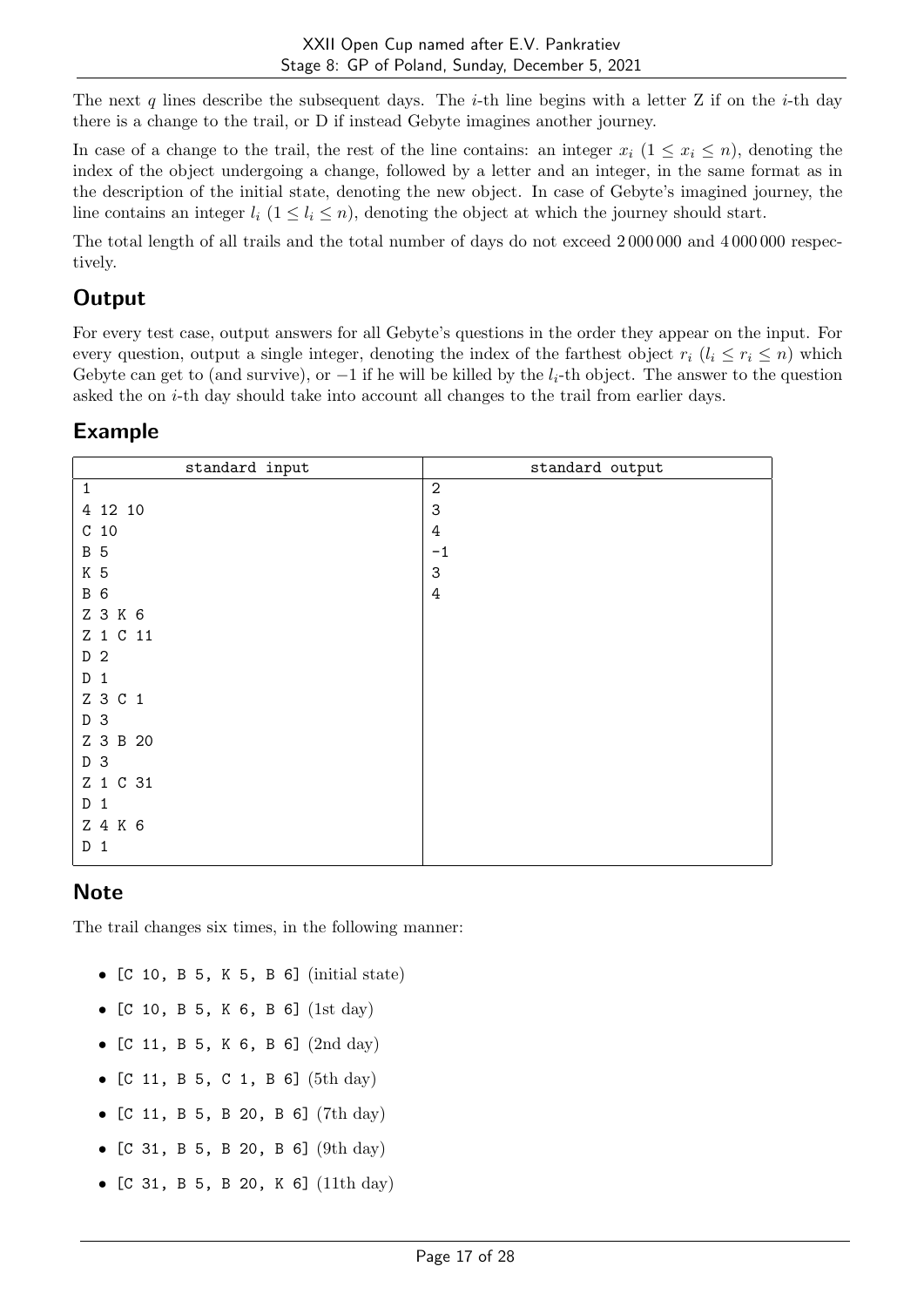The next $q$ lines describe the subsequent days. The $i$-th line begins with a letter Z if on the $i$-th day there is a change to the trail, or D if instead Gebyte imagines another journey.

In case of a change to the trail, the rest of the line contains: an integer $x_i$ ($1 \le x_i \le n$), denoting the index of the object undergoing a change, followed by a letter and an integer, in the same format as in the description of the initial state, denoting the new object. In case of Gebyte's imagined journey, the line contains an integer $l_i$ ($1 \le l_i \le n$), denoting the object at which the journey should start.

The total length of all trails and the total number of days do not exceed 2 000 000 and 4 000 000 respectively.

## Output

For every test case, output answers for all Gebyte's questions in the order they appear on the input. For every question, output a single integer, denoting the index of the farthest object $r_i$ ($l_i \le r_i \le n$) which Gebyte can get to (and survive), or $-1$ if he will be killed by the $l_i$-th object. The answer to the question asked the on $i$-th day should take into account all changes to the trail from earlier days.

## Example

| standard input | standard output |
|---|---|
| 1<br>4 12 10<br>C 10<br>B 5<br>K 5<br>B 6<br>Z 3 K 6<br>Z 1 C 11<br>D 2<br>D 1<br>Z 3 C 1<br>D 3<br>Z 3 B 20<br>D 3<br>Z 1 C 31<br>D 1<br>Z 4 K 6<br>D 1 | 2<br>3<br>4<br>-1<br>3<br>4 |

## Note

The trail changes six times, in the following manner:

- [C 10, B 5, K 5, B 6] (initial state)
- [C 10, B 5, K 6, B 6] (1st day)
- [C 11, B 5, K 6, B 6] (2nd day)
- [C 11, B 5, C 1, B 6] (5th day)
- [C 11, B 5, B 20, B 6] (7th day)
- [C 31, B 5, B 20, B 6] (9th day)
- [C 31, B 5, B 20, K 6] (11th day)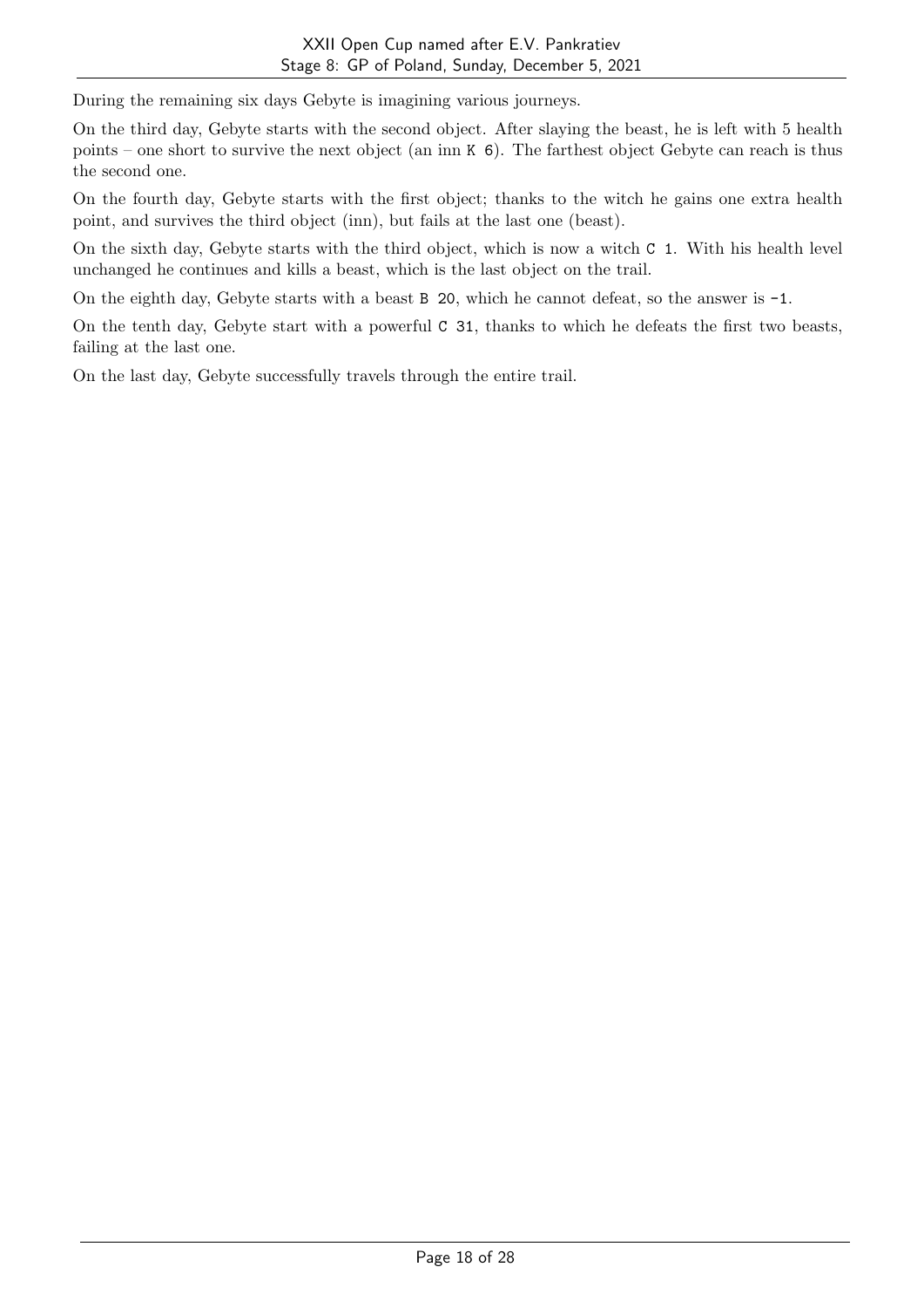During the remaining six days Gebyte is imagining various journeys.

On the third day, Gebyte starts with the second object. After slaying the beast, he is left with 5 health points – one short to survive the next object (an inn `K 6`). The farthest object Gebyte can reach is thus the second one.

On the fourth day, Gebyte starts with the first object; thanks to the witch he gains one extra health point, and survives the third object (inn), but fails at the last one (beast).

On the sixth day, Gebyte starts with the third object, which is now a witch `C 1`. With his health level unchanged he continues and kills a beast, which is the last object on the trail.

On the eighth day, Gebyte starts with a beast `B 20`, which he cannot defeat, so the answer is `-1`.

On the tenth day, Gebyte start with a powerful `C 31`, thanks to which he defeats the first two beasts, failing at the last one.

On the last day, Gebyte successfully travels through the entire trail.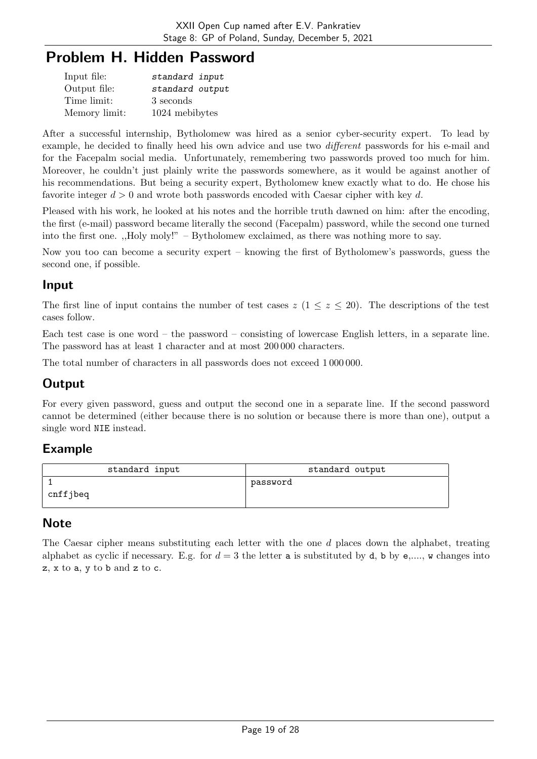# Problem H. Hidden Password

| | |
|---|---|
| Input file: | *standard input* |
| Output file: | *standard output* |
| Time limit: | 3 seconds |
| Memory limit: | 1024 mebibytes |

After a successful internship, Bytholomew was hired as a senior cyber-security expert. To lead by example, he decided to finally heed his own advice and use two *different* passwords for his e-mail and for the Facepalm social media. Unfortunately, remembering two passwords proved too much for him. Moreover, he couldn't just plainly write the passwords somewhere, as it would be against another of his recommendations. But being a security expert, Bytholomew knew exactly what to do. He chose his favorite integer $d > 0$ and wrote both passwords encoded with Caesar cipher with key $d$.

Pleased with his work, he looked at his notes and the horrible truth dawned on him: after the encoding, the first (e-mail) password became literally the second (Facepalm) password, while the second one turned into the first one. ,,Holy moly!" – Bytholomew exclaimed, as there was nothing more to say.

Now you too can become a security expert – knowing the first of Bytholomew's passwords, guess the second one, if possible.

## Input

The first line of input contains the number of test cases $z$ ($1 \leq z \leq 20$). The descriptions of the test cases follow.

Each test case is one word – the password – consisting of lowercase English letters, in a separate line. The password has at least 1 character and at most 200 000 characters.

The total number of characters in all passwords does not exceed 1 000 000.

## Output

For every given password, guess and output the second one in a separate line. If the second password cannot be determined (either because there is no solution or because there is more than one), output a single word `NIE` instead.

## Example

| standard input | standard output |
|---|---|
| 1<br>cnffjbeq | password |

## Note

The Caesar cipher means substituting each letter with the one $d$ places down the alphabet, treating alphabet as cyclic if necessary. E.g. for $d = 3$ the letter `a` is substituted by `d`, `b` by `e`,...., `w` changes into `z`, `x` to `a`, `y` to `b` and `z` to `c`.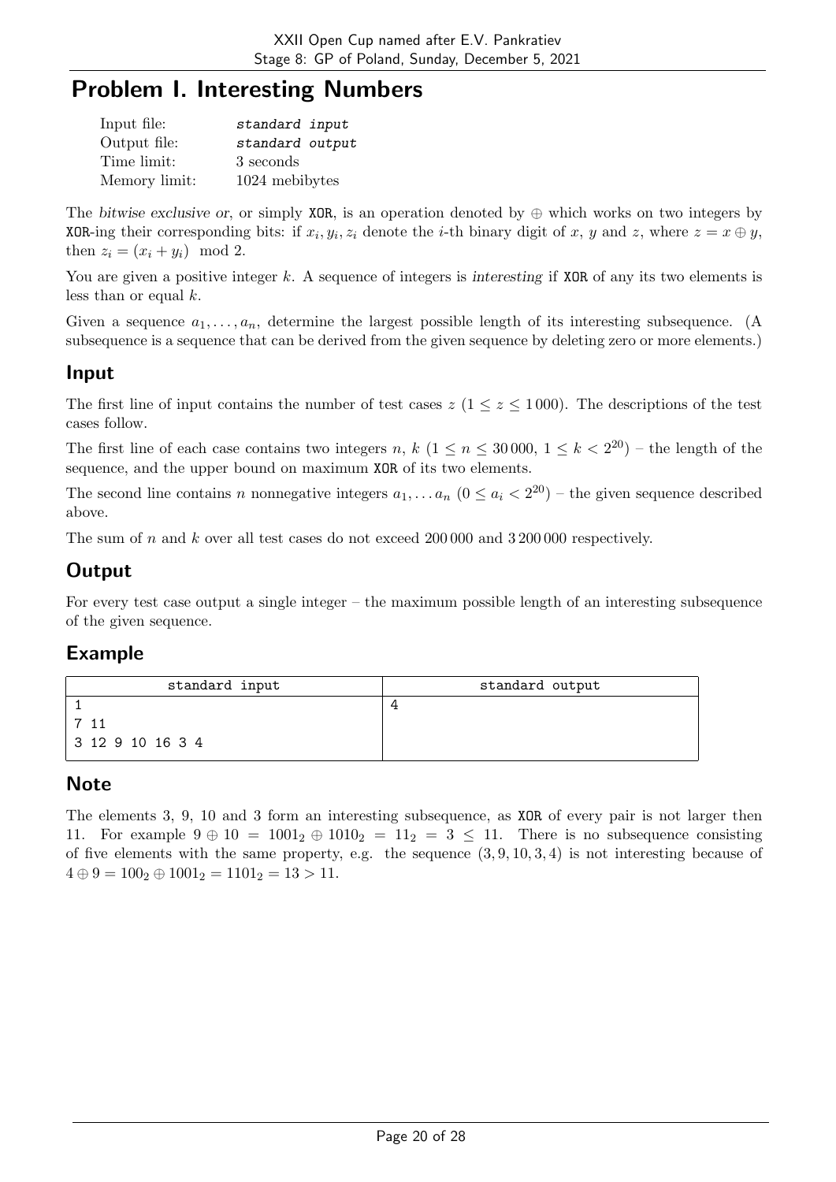# Problem I. Interesting Numbers

| | |
|---|---|
| Input file: | *standard input* |
| Output file: | *standard output* |
| Time limit: | 3 seconds |
| Memory limit: | 1024 mebibytes |

The *bitwise exclusive or*, or simply XOR, is an operation denoted by $\oplus$ which works on two integers by XOR-ing their corresponding bits: if $x_i, y_i, z_i$ denote the $i$-th binary digit of $x$, $y$ and $z$, where $z = x \oplus y$, then $z_i = (x_i + y_i) \mod 2$.

You are given a positive integer $k$. A sequence of integers is *interesting* if XOR of any its two elements is less than or equal $k$.

Given a sequence $a_1, \ldots, a_n$, determine the largest possible length of its interesting subsequence. (A subsequence is a sequence that can be derived from the given sequence by deleting zero or more elements.)

## Input

The first line of input contains the number of test cases $z$ ($1 \le z \le 1\,000$). The descriptions of the test cases follow.

The first line of each case contains two integers $n$, $k$ ($1 \le n \le 30\,000$, $1 \le k < 2^{20}$) – the length of the sequence, and the upper bound on maximum XOR of its two elements.

The second line contains $n$ nonnegative integers $a_1, \ldots a_n$ ($0 \le a_i < 2^{20}$) – the given sequence described above.

The sum of $n$ and $k$ over all test cases do not exceed $200\,000$ and $3\,200\,000$ respectively.

## Output

For every test case output a single integer – the maximum possible length of an interesting subsequence of the given sequence.

## Example

| standard input | standard output |
|---|---|
| 1<br>7 11<br>3 12 9 10 16 3 4 | 4 |

## Note

The elements 3, 9, 10 and 3 form an interesting subsequence, as XOR of every pair is not larger then 11. For example $9 \oplus 10 = 1001_2 \oplus 1010_2 = 11_2 = 3 \le 11$. There is no subsequence consisting of five elements with the same property, e.g. the sequence $(3, 9, 10, 3, 4)$ is not interesting because of $4 \oplus 9 = 100_2 \oplus 1001_2 = 1101_2 = 13 > 11$.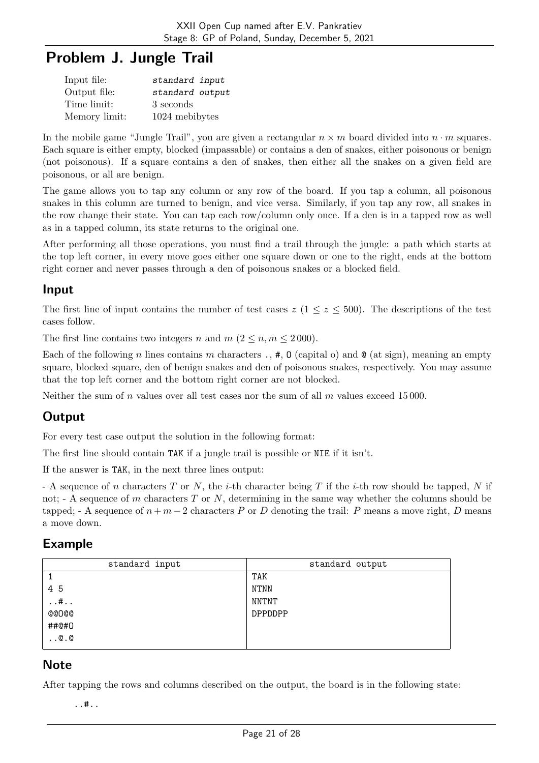# Problem J. Jungle Trail

| | |
|---|---|
| Input file: | *standard input* |
| Output file: | *standard output* |
| Time limit: | 3 seconds |
| Memory limit: | 1024 mebibytes |

In the mobile game "Jungle Trail", you are given a rectangular $n \times m$ board divided into $n \cdot m$ squares. Each square is either empty, blocked (impassable) or contains a den of snakes, either poisonous or benign (not poisonous). If a square contains a den of snakes, then either all the snakes on a given field are poisonous, or all are benign.

The game allows you to tap any column or any row of the board. If you tap a column, all poisonous snakes in this column are turned to benign, and vice versa. Similarly, if you tap any row, all snakes in the row change their state. You can tap each row/column only once. If a den is in a tapped row as well as in a tapped column, its state returns to the original one.

After performing all those operations, you must find a trail through the jungle: a path which starts at the top left corner, in every move goes either one square down or one to the right, ends at the bottom right corner and never passes through a den of poisonous snakes or a blocked field.

## Input

The first line of input contains the number of test cases $z$ ($1 \le z \le 500$). The descriptions of the test cases follow.

The first line contains two integers $n$ and $m$ ($2 \le n, m \le 2\,000$).

Each of the following $n$ lines contains $m$ characters `.`, `#`, `O` (capital o) and `@` (at sign), meaning an empty square, blocked square, den of benign snakes and den of poisonous snakes, respectively. You may assume that the top left corner and the bottom right corner are not blocked.

Neither the sum of $n$ values over all test cases nor the sum of all $m$ values exceed $15\,000$.

## Output

For every test case output the solution in the following format:

The first line should contain `TAK` if a jungle trail is possible or `NIE` if it isn't.

If the answer is `TAK`, in the next three lines output:

- A sequence of $n$ characters $T$ or $N$, the $i$-th character being $T$ if the $i$-th row should be tapped, $N$ if not; - A sequence of $m$ characters $T$ or $N$, determining in the same way whether the columns should be tapped; - A sequence of $n + m - 2$ characters $P$ or $D$ denoting the trail: $P$ means a move right, $D$ means a move down.

## Example

| standard input | standard output |
|---|---|
| 1<br>4 5<br>..#..<br>@@O@@<br>##@#O<br>..@.@ | TAK<br>NTNN<br>NNTNT<br>DPPDDPP |

## Note

After tapping the rows and columns described on the output, the board is in the following state:

```
..#..
```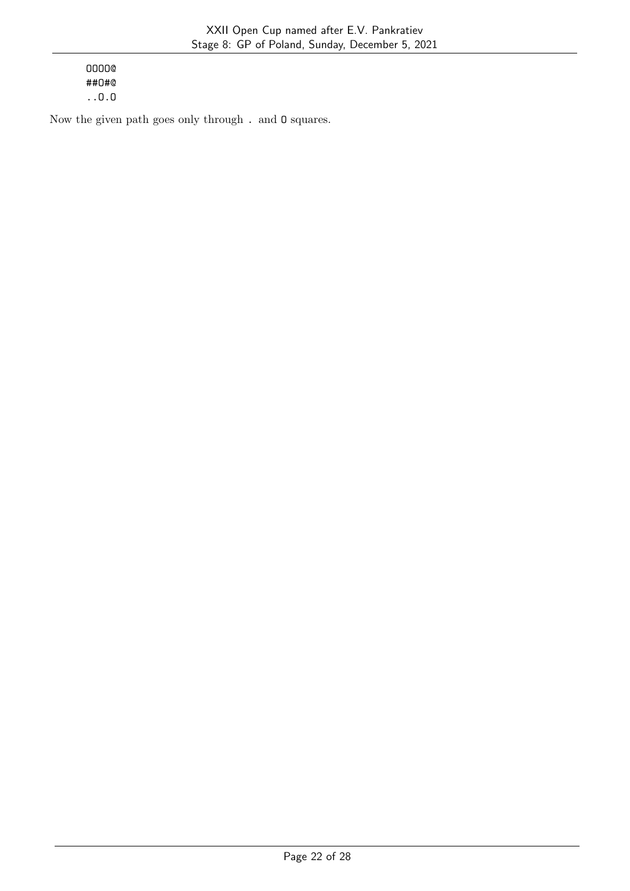```
OOOO@
##O#@
..O.O
```

Now the given path goes only through `.` and `O` squares.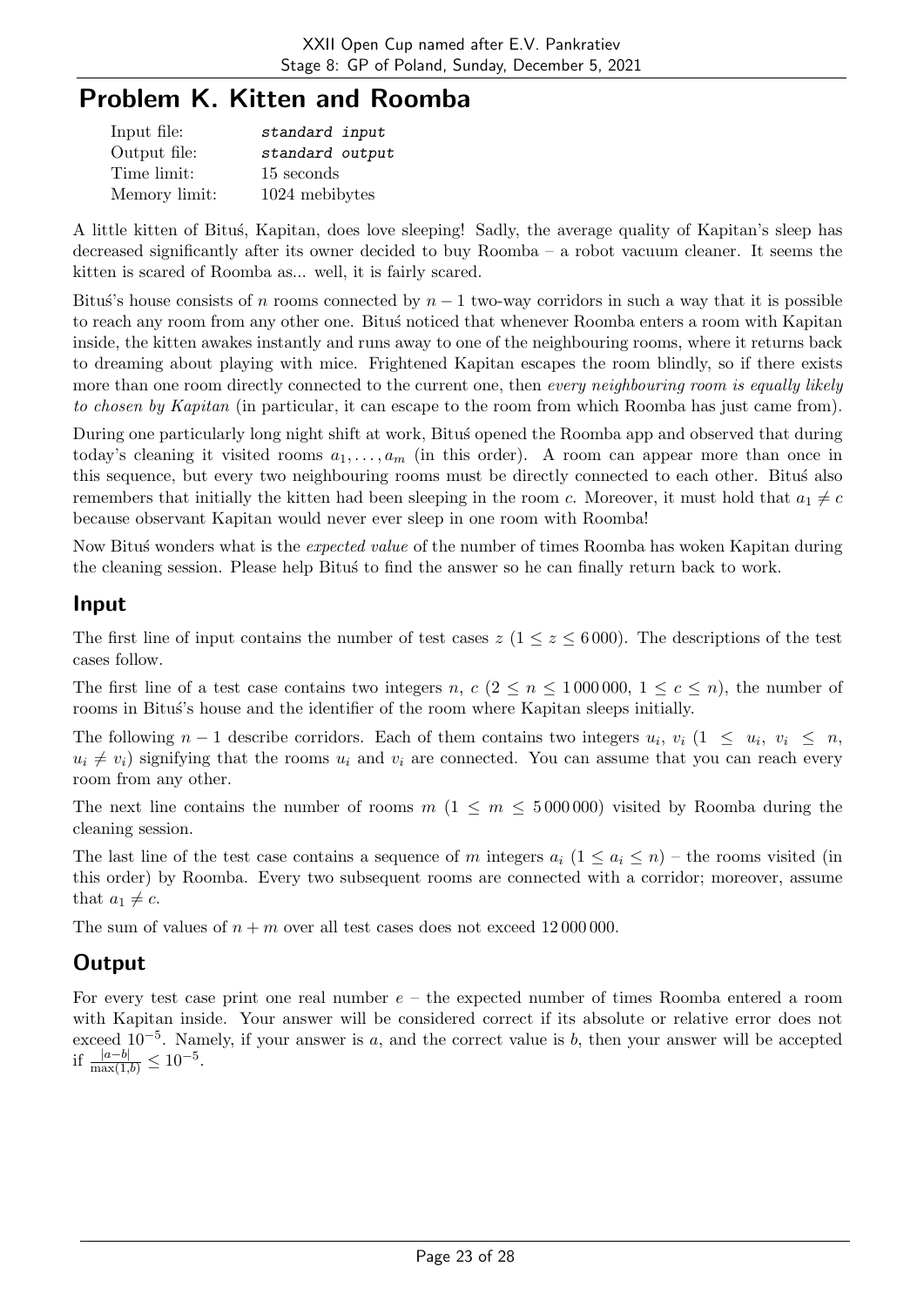# Problem K. Kitten and Roomba

| | |
|---|---|
| Input file: | *standard input* |
| Output file: | *standard output* |
| Time limit: | 15 seconds |
| Memory limit: | 1024 mebibytes |

A little kitten of Bituś, Kapitan, does love sleeping! Sadly, the average quality of Kapitan's sleep has decreased significantly after its owner decided to buy Roomba – a robot vacuum cleaner. It seems the kitten is scared of Roomba as... well, it is fairly scared.

Bituś's house consists of $n$ rooms connected by $n-1$ two-way corridors in such a way that it is possible to reach any room from any other one. Bituś noticed that whenever Roomba enters a room with Kapitan inside, the kitten awakes instantly and runs away to one of the neighbouring rooms, where it returns back to dreaming about playing with mice. Frightened Kapitan escapes the room blindly, so if there exists more than one room directly connected to the current one, then *every neighbouring room is equally likely to chosen by Kapitan* (in particular, it can escape to the room from which Roomba has just came from).

During one particularly long night shift at work, Bituś opened the Roomba app and observed that during today's cleaning it visited rooms $a_1, \ldots, a_m$ (in this order). A room can appear more than once in this sequence, but every two neighbouring rooms must be directly connected to each other. Bituś also remembers that initially the kitten had been sleeping in the room $c$. Moreover, it must hold that $a_1 \neq c$ because observant Kapitan would never ever sleep in one room with Roomba!

Now Bituś wonders what is the *expected value* of the number of times Roomba has woken Kapitan during the cleaning session. Please help Bituś to find the answer so he can finally return back to work.

## Input

The first line of input contains the number of test cases $z$ ($1 \leq z \leq 6\,000$). The descriptions of the test cases follow.

The first line of a test case contains two integers $n$, $c$ ($2 \leq n \leq 1\,000\,000$, $1 \leq c \leq n$), the number of rooms in Bituś's house and the identifier of the room where Kapitan sleeps initially.

The following $n-1$ describe corridors. Each of them contains two integers $u_i$, $v_i$ ($1 \leq u_i, v_i \leq n$, $u_i \neq v_i$) signifying that the rooms $u_i$ and $v_i$ are connected. You can assume that you can reach every room from any other.

The next line contains the number of rooms $m$ ($1 \leq m \leq 5\,000\,000$) visited by Roomba during the cleaning session.

The last line of the test case contains a sequence of $m$ integers $a_i$ ($1 \leq a_i \leq n$) – the rooms visited (in this order) by Roomba. Every two subsequent rooms are connected with a corridor; moreover, assume that $a_1 \neq c$.

The sum of values of $n + m$ over all test cases does not exceed $12\,000\,000$.

## Output

For every test case print one real number $e$ – the expected number of times Roomba entered a room with Kapitan inside. Your answer will be considered correct if its absolute or relative error does not exceed $10^{-5}$. Namely, if your answer is $a$, and the correct value is $b$, then your answer will be accepted if $\frac{|a-b|}{\max(1,b)} \leq 10^{-5}$.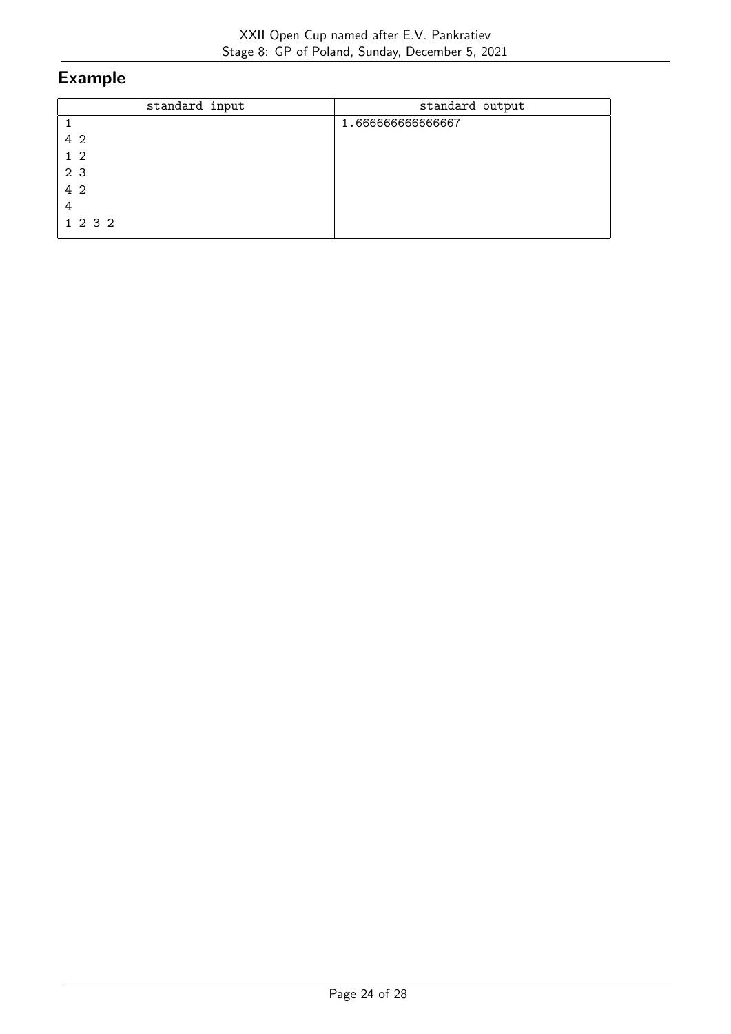## Example

| standard input | standard output |
| --- | --- |
| 1<br>4 2<br>1 2<br>2 3<br>4 2<br>4<br>1 2 3 2 | 1.666666666666667 |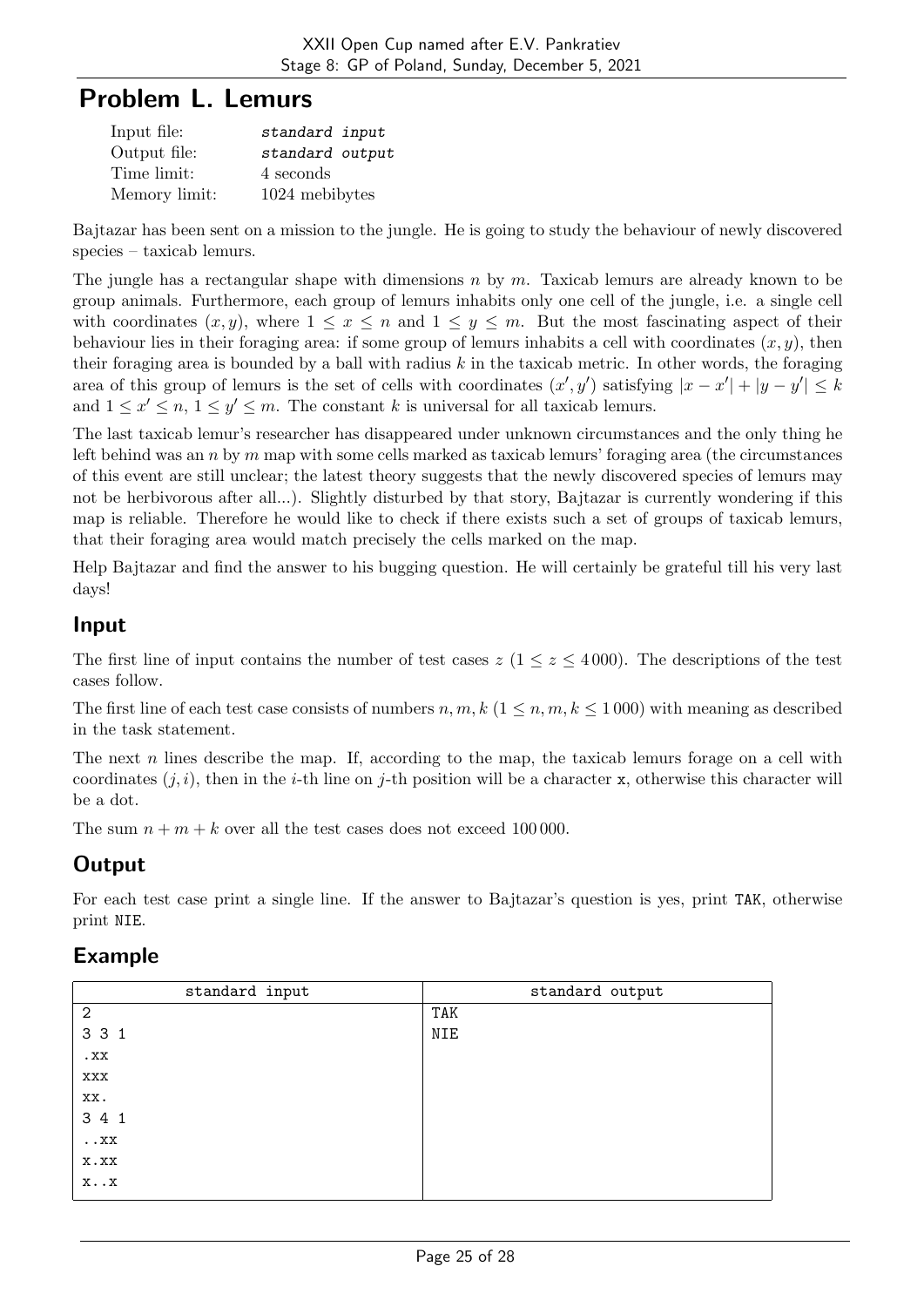# Problem L. Lemurs

| | |
|---|---|
| Input file: | *standard input* |
| Output file: | *standard output* |
| Time limit: | 4 seconds |
| Memory limit: | 1024 mebibytes |

Bajtazar has been sent on a mission to the jungle. He is going to study the behaviour of newly discovered species – taxicab lemurs.

The jungle has a rectangular shape with dimensions $n$ by $m$. Taxicab lemurs are already known to be group animals. Furthermore, each group of lemurs inhabits only one cell of the jungle, i.e. a single cell with coordinates $(x, y)$, where $1 \le x \le n$ and $1 \le y \le m$. But the most fascinating aspect of their behaviour lies in their foraging area: if some group of lemurs inhabits a cell with coordinates $(x, y)$, then their foraging area is bounded by a ball with radius $k$ in the taxicab metric. In other words, the foraging area of this group of lemurs is the set of cells with coordinates $(x', y')$ satisfying $|x - x'| + |y - y'| \le k$ and $1 \le x' \le n$, $1 \le y' \le m$. The constant $k$ is universal for all taxicab lemurs.

The last taxicab lemur's researcher has disappeared under unknown circumstances and the only thing he left behind was an $n$ by $m$ map with some cells marked as taxicab lemurs' foraging area (the circumstances of this event are still unclear; the latest theory suggests that the newly discovered species of lemurs may not be herbivorous after all...). Slightly disturbed by that story, Bajtazar is currently wondering if this map is reliable. Therefore he would like to check if there exists such a set of groups of taxicab lemurs, that their foraging area would match precisely the cells marked on the map.

Help Bajtazar and find the answer to his bugging question. He will certainly be grateful till his very last days!

## Input

The first line of input contains the number of test cases $z$ ($1 \le z \le 4\,000$). The descriptions of the test cases follow.

The first line of each test case consists of numbers $n, m, k$ ($1 \le n, m, k \le 1\,000$) with meaning as described in the task statement.

The next $n$ lines describe the map. If, according to the map, the taxicab lemurs forage on a cell with coordinates $(j, i)$, then in the $i$-th line on $j$-th position will be a character `x`, otherwise this character will be a dot.

The sum $n + m + k$ over all the test cases does not exceed $100\,000$.

## Output

For each test case print a single line. If the answer to Bajtazar's question is yes, print `TAK`, otherwise print `NIE`.

## Example

| standard input | standard output |
|---|---|
| 2<br>3 3 1<br>.xx<br>xxx<br>xx.<br>3 4 1<br>..xx<br>x.xx<br>x..x | TAK<br>NIE |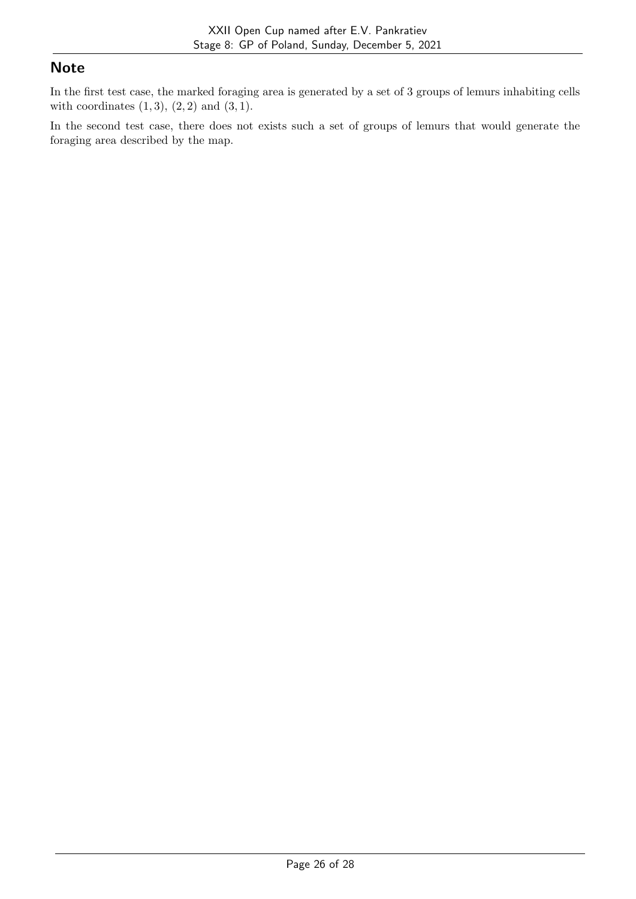## Note

In the first test case, the marked foraging area is generated by a set of 3 groups of lemurs inhabiting cells with coordinates $(1, 3)$, $(2, 2)$ and $(3, 1)$.

In the second test case, there does not exists such a set of groups of lemurs that would generate the foraging area described by the map.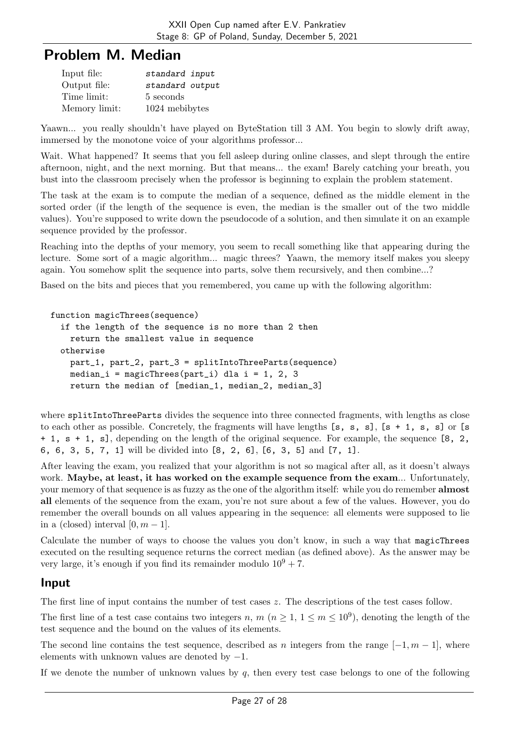# Problem M. Median

| | |
|---|---|
| Input file: | *standard input* |
| Output file: | *standard output* |
| Time limit: | 5 seconds |
| Memory limit: | 1024 mebibytes |

Yaawn... you really shouldn't have played on ByteStation till 3 AM. You begin to slowly drift away, immersed by the monotone voice of your algorithms professor...

Wait. What happened? It seems that you fell asleep during online classes, and slept through the entire afternoon, night, and the next morning. But that means... the exam! Barely catching your breath, you bust into the classroom precisely when the professor is beginning to explain the problem statement.

The task at the exam is to compute the median of a sequence, defined as the middle element in the sorted order (if the length of the sequence is even, the median is the smaller out of the two middle values). You're supposed to write down the pseudocode of a solution, and then simulate it on an example sequence provided by the professor.

Reaching into the depths of your memory, you seem to recall something like that appearing during the lecture. Some sort of a magic algorithm... magic threes? Yaawn, the memory itself makes you sleepy again. You somehow split the sequence into parts, solve them recursively, and then combine...?

Based on the bits and pieces that you remembered, you came up with the following algorithm:

```
function magicThrees(sequence)
  if the length of the sequence is no more than 2 then
    return the smallest value in sequence
  otherwise
    part_1, part_2, part_3 = splitIntoThreeParts(sequence)
    median_i = magicThrees(part_i) dla i = 1, 2, 3
    return the median of [median_1, median_2, median_3]
```

where `splitIntoThreeParts` divides the sequence into three connected fragments, with lengths as close to each other as possible. Concretely, the fragments will have lengths `[s, s, s]`, `[s + 1, s, s]` or `[s + 1, s + 1, s]`, depending on the length of the original sequence. For example, the sequence `[8, 2, 6, 6, 3, 5, 7, 1]` will be divided into `[8, 2, 6]`, `[6, 3, 5]` and `[7, 1]`.

After leaving the exam, you realized that your algorithm is not so magical after all, as it doesn't always work. **Maybe, at least, it has worked on the example sequence from the exam**... Unfortunately, your memory of that sequence is as fuzzy as the one of the algorithm itself: while you do remember **almost all** elements of the sequence from the exam, you're not sure about a few of the values. However, you do remember the overall bounds on all values appearing in the sequence: all elements were supposed to lie in a (closed) interval $[0, m-1]$.

Calculate the number of ways to choose the values you don't know, in such a way that `magicThrees` executed on the resulting sequence returns the correct median (as defined above). As the answer may be very large, it's enough if you find its remainder modulo $10^9 + 7$.

## Input

The first line of input contains the number of test cases $z$. The descriptions of the test cases follow.

The first line of a test case contains two integers $n$, $m$ ($n \geq 1$, $1 \leq m \leq 10^9$), denoting the length of the test sequence and the bound on the values of its elements.

The second line contains the test sequence, described as $n$ integers from the range $[-1, m-1]$, where elements with unknown values are denoted by $-1$.

If we denote the number of unknown values by $q$, then every test case belongs to one of the following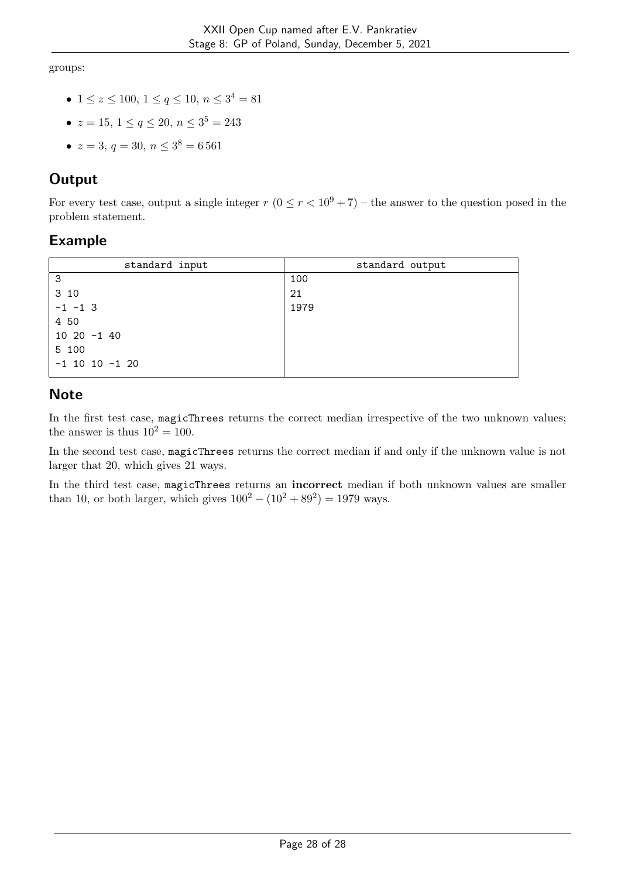groups:

- $1 \le z \le 100$, $1 \le q \le 10$, $n \le 3^4 = 81$
- $z = 15$, $1 \le q \le 20$, $n \le 3^5 = 243$
- $z = 3$, $q = 30$, $n \le 3^8 = 6\,561$

## Output

For every test case, output a single integer $r$ ($0 \le r < 10^9 + 7$) – the answer to the question posed in the problem statement.

## Example

| standard input | standard output |
|---|---|
| 3<br>3 10<br>-1 -1 3<br>4 50<br>10 20 -1 40<br>5 100<br>-1 10 10 -1 20 | 100<br>21<br>1979 |

## Note

In the first test case, `magicThrees` returns the correct median irrespective of the two unknown values; the answer is thus $10^2 = 100$.

In the second test case, `magicThrees` returns the correct median if and only if the unknown value is not larger that 20, which gives 21 ways.

In the third test case, `magicThrees` returns an **incorrect** median if both unknown values are smaller than 10, or both larger, which gives $100^2 - (10^2 + 89^2) = 1979$ ways.